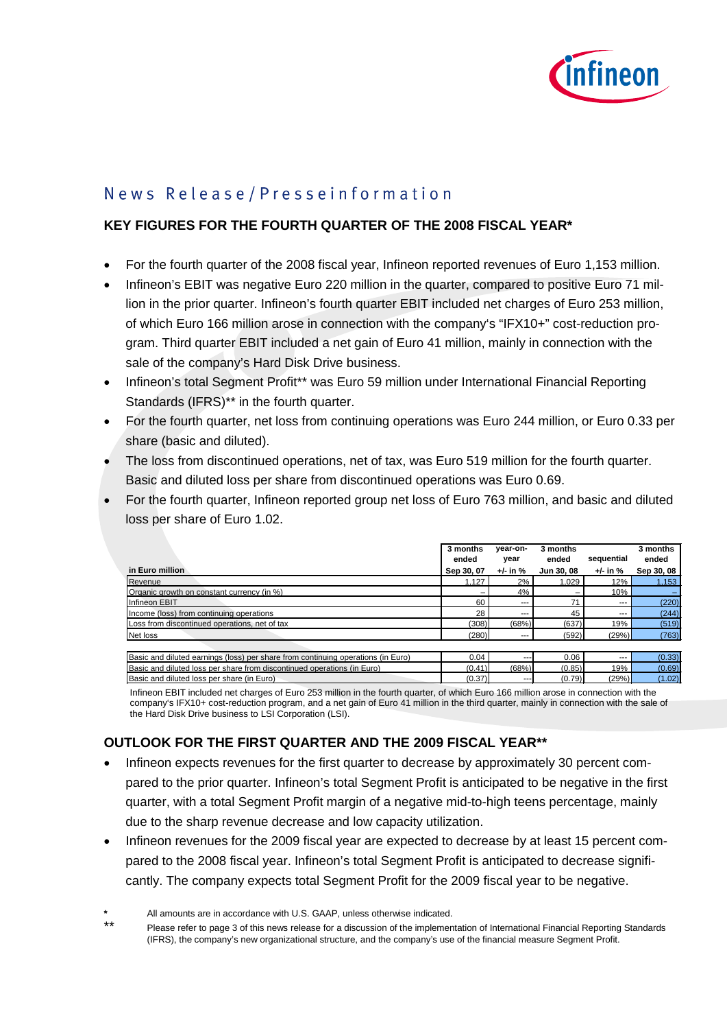News Release/Presseinformation

## KEY FIGURES FOR THE FOURTH QUARTER OF THE 2008 FISCAL YEAR*

- For the fourth quarter of the 2008 fiscal year, Infineon reported revenues of Euro 1,153 million.
- Infineon's EBIT was negative Euro 220 million in the quarter, compared to positive Euro 71 million in the prior quarter. Infineon's fourth quarter EBIT included net charges of Euro 253 million, of which Euro 166 million arose in connection with the company's "IFX10+" cost-reduction program. Third quarter EBIT included a net gain of Euro 41 million, mainly in connection with the sale of the company's Hard Disk Drive business.
- Infineon's total Segment Profit** was Euro 59 million under International Financial Reporting Standards (IFRS)** in the fourth quarter.
- For the fourth quarter, net loss from continuing operations was Euro 244 million, or Euro 0.33 per share (basic and diluted).
- The loss from discontinued operations, net of tax, was Euro 519 million for the fourth quarter. Basic and diluted loss per share from discontinued operations was Euro 0.69.
- For the fourth quarter, Infineon reported group net loss of Euro 763 million, and basic and diluted loss per share of Euro 1.02.

| in Euro million | 3 months ended Sep 30, 07 | year-on-year +/- in % | 3 months ended Jun 30, 08 | sequential +/- in % | 3 months ended Sep 30, 08 |
|---|---|---|---|---|---|
| Revenue | 1,127 | 2% | 1,029 | 12% | 1,153 |
| Organic growth on constant currency (in %) | – | 4% | – | 10% | – |
| Infineon EBIT | 60 | --- | 71 | --- | (220) |
| Income (loss) from continuing operations | 28 | --- | 45 | --- | (244) |
| Loss from discontinued operations, net of tax | (308) | (68%) | (637) | 19% | (519) |
| Net loss | (280) | --- | (592) | (29%) | (763) |
| | | | | | |
| Basic and diluted earnings (loss) per share from continuing operations (in Euro) | 0.04 | --- | 0.06 | --- | (0.33) |
| Basic and diluted loss per share from discontinued operations (in Euro) | (0.41) | (68%) | (0.85) | 19% | (0.69) |
| Basic and diluted loss per share (in Euro) | (0.37) | --- | (0.79) | (29%) | (1.02) |

Infineon EBIT included net charges of Euro 253 million in the fourth quarter, of which Euro 166 million arose in connection with the company's IFX10+ cost-reduction program, and a net gain of Euro 41 million in the third quarter, mainly in connection with the sale of the Hard Disk Drive business to LSI Corporation (LSI).

## OUTLOOK FOR THE FIRST QUARTER AND THE 2009 FISCAL YEAR**

- Infineon expects revenues for the first quarter to decrease by approximately 30 percent compared to the prior quarter. Infineon's total Segment Profit is anticipated to be negative in the first quarter, with a total Segment Profit margin of a negative mid-to-high teens percentage, mainly due to the sharp revenue decrease and low capacity utilization.
- Infineon revenues for the 2009 fiscal year are expected to decrease by at least 15 percent compared to the 2008 fiscal year. Infineon's total Segment Profit is anticipated to decrease significantly. The company expects total Segment Profit for the 2009 fiscal year to be negative.

\* All amounts are in accordance with U.S. GAAP, unless otherwise indicated.

\** Please refer to page 3 of this news release for a discussion of the implementation of International Financial Reporting Standards (IFRS), the company's new organizational structure, and the company's use of the financial measure Segment Profit.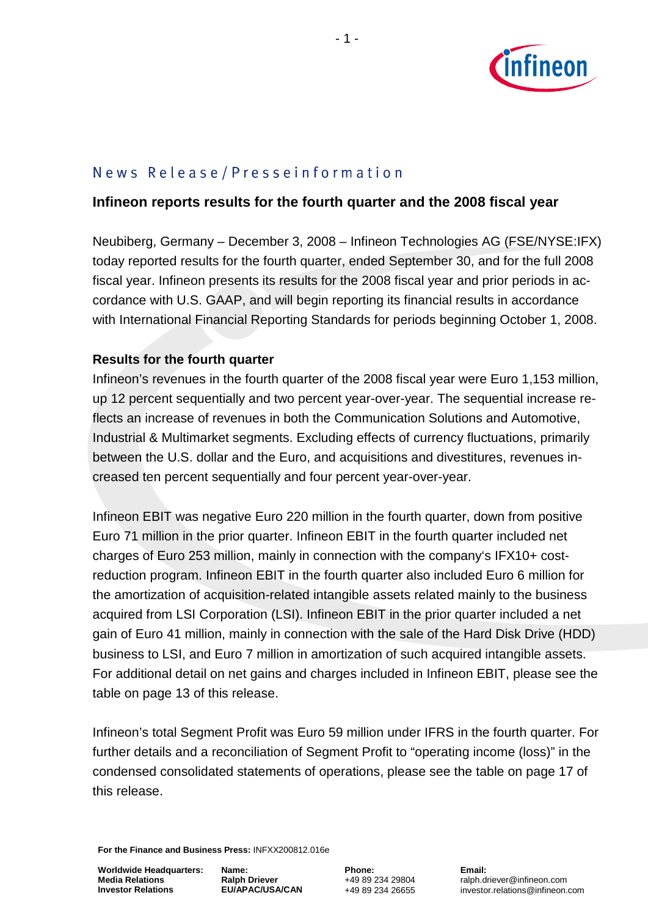News Release/Presseinformation

## Infineon reports results for the fourth quarter and the 2008 fiscal year

Neubiberg, Germany – December 3, 2008 – Infineon Technologies AG (FSE/NYSE:IFX) today reported results for the fourth quarter, ended September 30, and for the full 2008 fiscal year. Infineon presents its results for the 2008 fiscal year and prior periods in accordance with U.S. GAAP, and will begin reporting its financial results in accordance with International Financial Reporting Standards for periods beginning October 1, 2008.

### Results for the fourth quarter

Infineon's revenues in the fourth quarter of the 2008 fiscal year were Euro 1,153 million, up 12 percent sequentially and two percent year-over-year. The sequential increase reflects an increase of revenues in both the Communication Solutions and Automotive, Industrial & Multimarket segments. Excluding effects of currency fluctuations, primarily between the U.S. dollar and the Euro, and acquisitions and divestitures, revenues increased ten percent sequentially and four percent year-over-year.

Infineon EBIT was negative Euro 220 million in the fourth quarter, down from positive Euro 71 million in the prior quarter. Infineon EBIT in the fourth quarter included net charges of Euro 253 million, mainly in connection with the company's IFX10+ cost-reduction program. Infineon EBIT in the fourth quarter also included Euro 6 million for the amortization of acquisition-related intangible assets related mainly to the business acquired from LSI Corporation (LSI). Infineon EBIT in the prior quarter included a net gain of Euro 41 million, mainly in connection with the sale of the Hard Disk Drive (HDD) business to LSI, and Euro 7 million in amortization of such acquired intangible assets. For additional detail on net gains and charges included in Infineon EBIT, please see the table on page 13 of this release.

Infineon's total Segment Profit was Euro 59 million under IFRS in the fourth quarter. For further details and a reconciliation of Segment Profit to "operating income (loss)" in the condensed consolidated statements of operations, please see the table on page 17 of this release.

**For the Finance and Business Press:** INFXX200812.016e

| | | | |
|---|---|---|---|
| **Worldwide Headquarters:** | **Name:** | **Phone:** | **Email:** |
| **Media Relations** | **Ralph Driever** | +49 89 234 29804 | ralph.driever@infineon.com |
| **Investor Relations** | **EU/APAC/USA/CAN** | +49 89 234 26655 | investor.relations@infineon.com |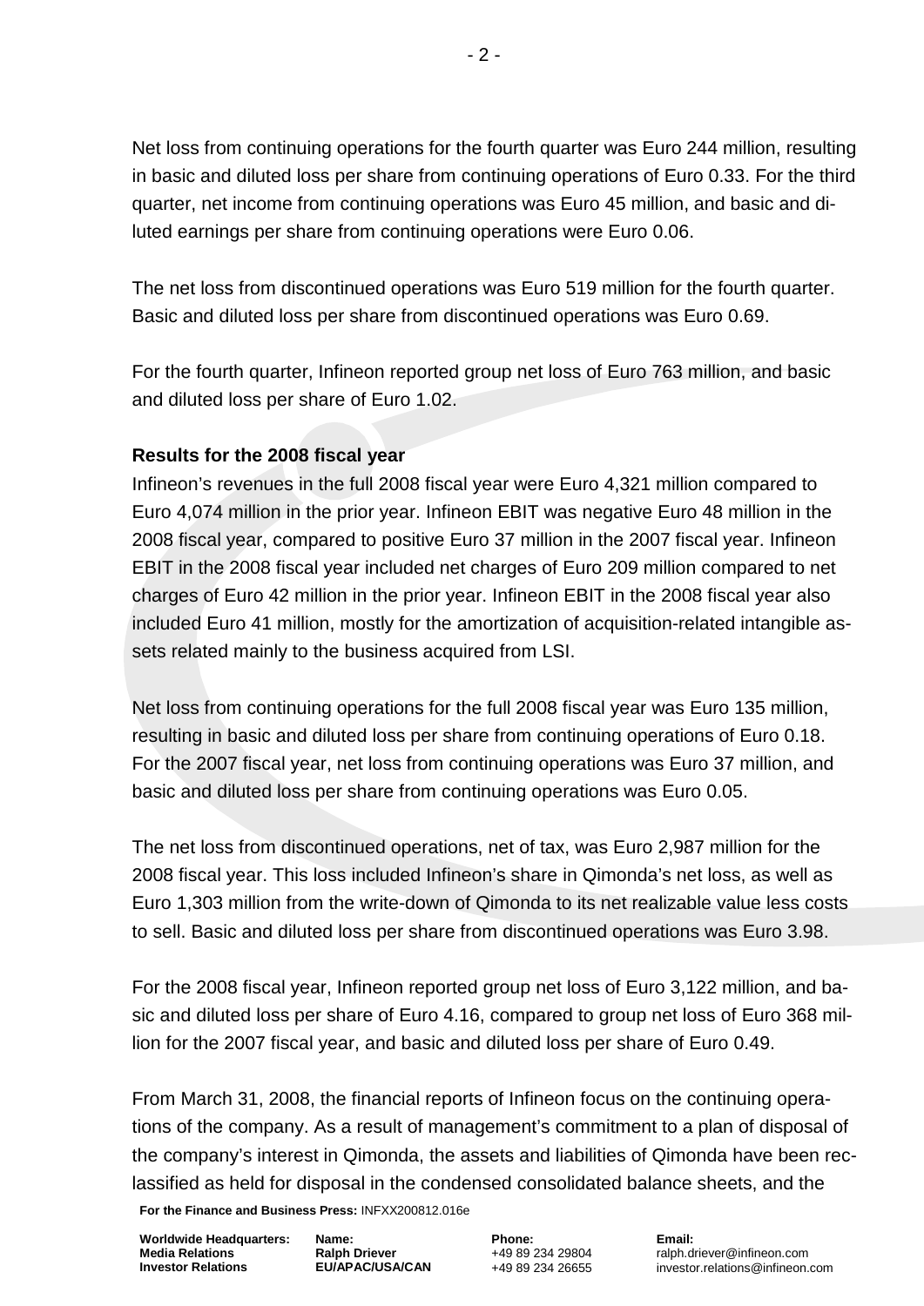Net loss from continuing operations for the fourth quarter was Euro 244 million, resulting in basic and diluted loss per share from continuing operations of Euro 0.33. For the third quarter, net income from continuing operations was Euro 45 million, and basic and diluted earnings per share from continuing operations were Euro 0.06.

The net loss from discontinued operations was Euro 519 million for the fourth quarter. Basic and diluted loss per share from discontinued operations was Euro 0.69.

For the fourth quarter, Infineon reported group net loss of Euro 763 million, and basic and diluted loss per share of Euro 1.02.

**Results for the 2008 fiscal year**

Infineon's revenues in the full 2008 fiscal year were Euro 4,321 million compared to Euro 4,074 million in the prior year. Infineon EBIT was negative Euro 48 million in the 2008 fiscal year, compared to positive Euro 37 million in the 2007 fiscal year. Infineon EBIT in the 2008 fiscal year included net charges of Euro 209 million compared to net charges of Euro 42 million in the prior year. Infineon EBIT in the 2008 fiscal year also included Euro 41 million, mostly for the amortization of acquisition-related intangible assets related mainly to the business acquired from LSI.

Net loss from continuing operations for the full 2008 fiscal year was Euro 135 million, resulting in basic and diluted loss per share from continuing operations of Euro 0.18. For the 2007 fiscal year, net loss from continuing operations was Euro 37 million, and basic and diluted loss per share from continuing operations was Euro 0.05.

The net loss from discontinued operations, net of tax, was Euro 2,987 million for the 2008 fiscal year. This loss included Infineon's share in Qimonda's net loss, as well as Euro 1,303 million from the write-down of Qimonda to its net realizable value less costs to sell. Basic and diluted loss per share from discontinued operations was Euro 3.98.

For the 2008 fiscal year, Infineon reported group net loss of Euro 3,122 million, and basic and diluted loss per share of Euro 4.16, compared to group net loss of Euro 368 million for the 2007 fiscal year, and basic and diluted loss per share of Euro 0.49.

From March 31, 2008, the financial reports of Infineon focus on the continuing operations of the company. As a result of management's commitment to a plan of disposal of the company's interest in Qimonda, the assets and liabilities of Qimonda have been reclassified as held for disposal in the condensed consolidated balance sheets, and the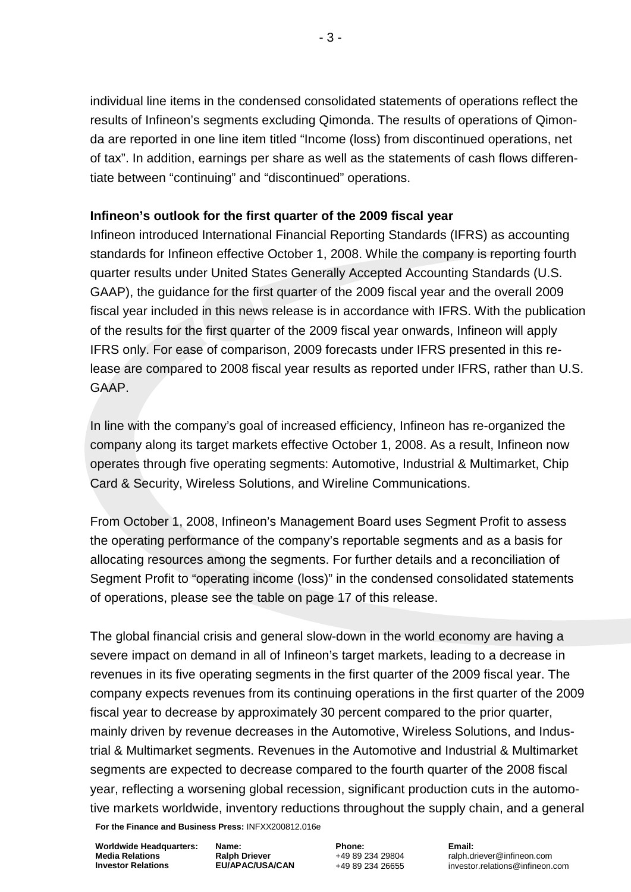individual line items in the condensed consolidated statements of operations reflect the results of Infineon's segments excluding Qimonda. The results of operations of Qimonda are reported in one line item titled "Income (loss) from discontinued operations, net of tax". In addition, earnings per share as well as the statements of cash flows differentiate between "continuing" and "discontinued" operations.

**Infineon's outlook for the first quarter of the 2009 fiscal year**

Infineon introduced International Financial Reporting Standards (IFRS) as accounting standards for Infineon effective October 1, 2008. While the company is reporting fourth quarter results under United States Generally Accepted Accounting Standards (U.S. GAAP), the guidance for the first quarter of the 2009 fiscal year and the overall 2009 fiscal year included in this news release is in accordance with IFRS. With the publication of the results for the first quarter of the 2009 fiscal year onwards, Infineon will apply IFRS only. For ease of comparison, 2009 forecasts under IFRS presented in this release are compared to 2008 fiscal year results as reported under IFRS, rather than U.S. GAAP.

In line with the company's goal of increased efficiency, Infineon has re-organized the company along its target markets effective October 1, 2008. As a result, Infineon now operates through five operating segments: Automotive, Industrial & Multimarket, Chip Card & Security, Wireless Solutions, and Wireline Communications.

From October 1, 2008, Infineon's Management Board uses Segment Profit to assess the operating performance of the company's reportable segments and as a basis for allocating resources among the segments. For further details and a reconciliation of Segment Profit to "operating income (loss)" in the condensed consolidated statements of operations, please see the table on page 17 of this release.

The global financial crisis and general slow-down in the world economy are having a severe impact on demand in all of Infineon's target markets, leading to a decrease in revenues in its five operating segments in the first quarter of the 2009 fiscal year. The company expects revenues from its continuing operations in the first quarter of the 2009 fiscal year to decrease by approximately 30 percent compared to the prior quarter, mainly driven by revenue decreases in the Automotive, Wireless Solutions, and Industrial & Multimarket segments. Revenues in the Automotive and Industrial & Multimarket segments are expected to decrease compared to the fourth quarter of the 2008 fiscal year, reflecting a worsening global recession, significant production cuts in the automotive markets worldwide, inventory reductions throughout the supply chain, and a general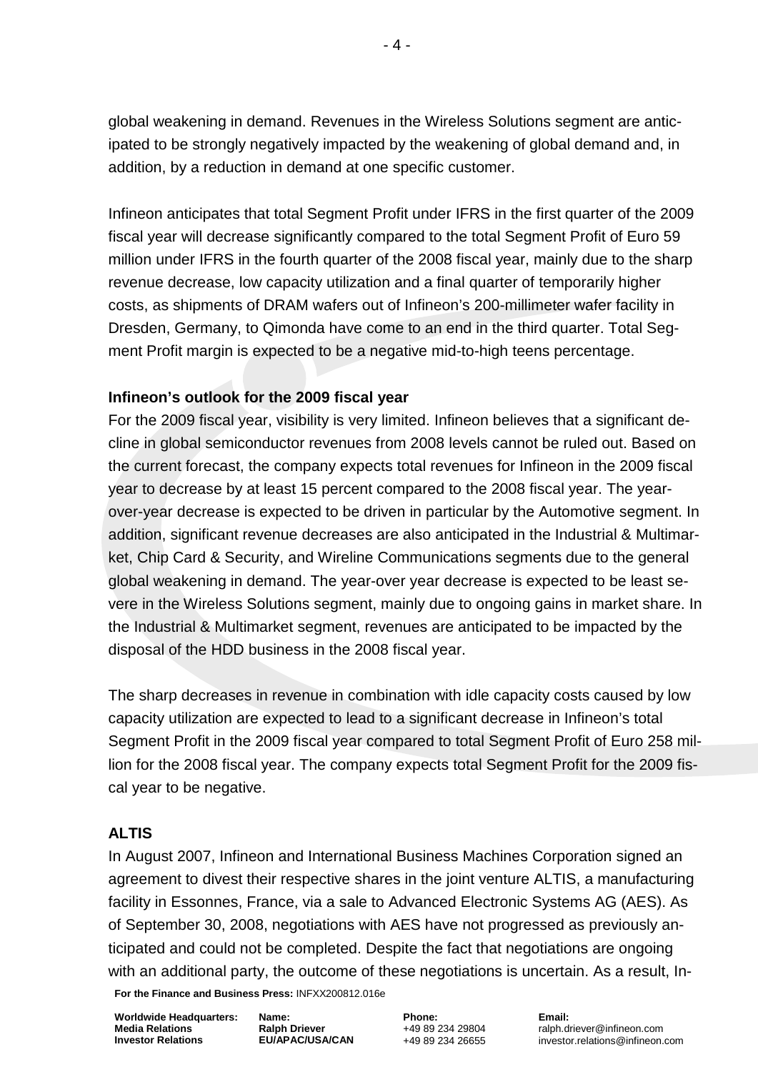global weakening in demand. Revenues in the Wireless Solutions segment are anticipated to be strongly negatively impacted by the weakening of global demand and, in addition, by a reduction in demand at one specific customer.

Infineon anticipates that total Segment Profit under IFRS in the first quarter of the 2009 fiscal year will decrease significantly compared to the total Segment Profit of Euro 59 million under IFRS in the fourth quarter of the 2008 fiscal year, mainly due to the sharp revenue decrease, low capacity utilization and a final quarter of temporarily higher costs, as shipments of DRAM wafers out of Infineon's 200-millimeter wafer facility in Dresden, Germany, to Qimonda have come to an end in the third quarter. Total Segment Profit margin is expected to be a negative mid-to-high teens percentage.

**Infineon's outlook for the 2009 fiscal year**

For the 2009 fiscal year, visibility is very limited. Infineon believes that a significant decline in global semiconductor revenues from 2008 levels cannot be ruled out. Based on the current forecast, the company expects total revenues for Infineon in the 2009 fiscal year to decrease by at least 15 percent compared to the 2008 fiscal year. The year-over-year decrease is expected to be driven in particular by the Automotive segment. In addition, significant revenue decreases are also anticipated in the Industrial & Multimarket, Chip Card & Security, and Wireline Communications segments due to the general global weakening in demand. The year-over year decrease is expected to be least severe in the Wireless Solutions segment, mainly due to ongoing gains in market share. In the Industrial & Multimarket segment, revenues are anticipated to be impacted by the disposal of the HDD business in the 2008 fiscal year.

The sharp decreases in revenue in combination with idle capacity costs caused by low capacity utilization are expected to lead to a significant decrease in Infineon's total Segment Profit in the 2009 fiscal year compared to total Segment Profit of Euro 258 million for the 2008 fiscal year. The company expects total Segment Profit for the 2009 fiscal year to be negative.

**ALTIS**

In August 2007, Infineon and International Business Machines Corporation signed an agreement to divest their respective shares in the joint venture ALTIS, a manufacturing facility in Essonnes, France, via a sale to Advanced Electronic Systems AG (AES). As of September 30, 2008, negotiations with AES have not progressed as previously anticipated and could not be completed. Despite the fact that negotiations are ongoing with an additional party, the outcome of these negotiations is uncertain. As a result, In-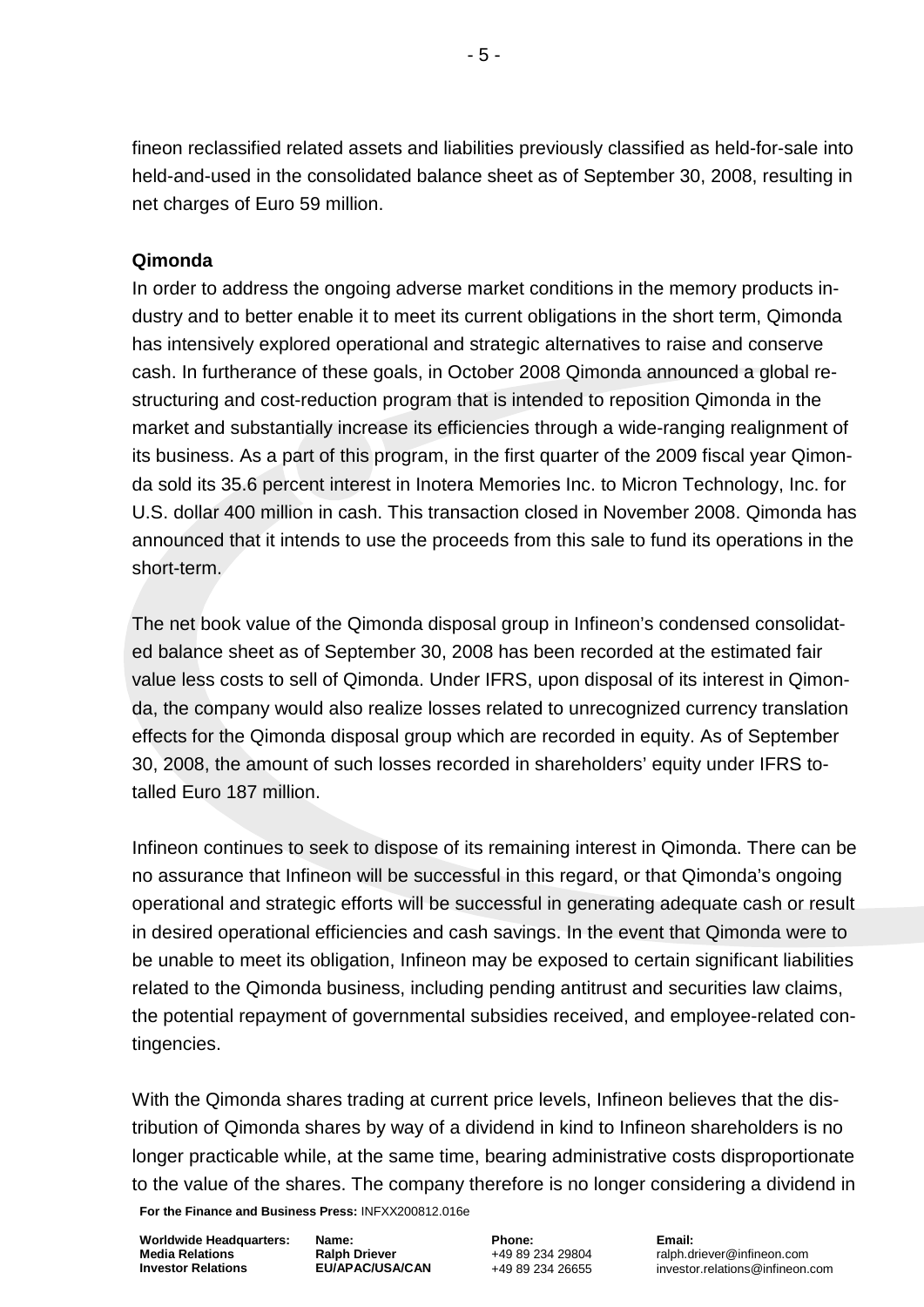fineon reclassified related assets and liabilities previously classified as held-for-sale into held-and-used in the consolidated balance sheet as of September 30, 2008, resulting in net charges of Euro 59 million.

**Qimonda**

In order to address the ongoing adverse market conditions in the memory products industry and to better enable it to meet its current obligations in the short term, Qimonda has intensively explored operational and strategic alternatives to raise and conserve cash. In furtherance of these goals, in October 2008 Qimonda announced a global restructuring and cost-reduction program that is intended to reposition Qimonda in the market and substantially increase its efficiencies through a wide-ranging realignment of its business. As a part of this program, in the first quarter of the 2009 fiscal year Qimonda sold its 35.6 percent interest in Inotera Memories Inc. to Micron Technology, Inc. for U.S. dollar 400 million in cash. This transaction closed in November 2008. Qimonda has announced that it intends to use the proceeds from this sale to fund its operations in the short-term.

The net book value of the Qimonda disposal group in Infineon's condensed consolidated balance sheet as of September 30, 2008 has been recorded at the estimated fair value less costs to sell of Qimonda. Under IFRS, upon disposal of its interest in Qimonda, the company would also realize losses related to unrecognized currency translation effects for the Qimonda disposal group which are recorded in equity. As of September 30, 2008, the amount of such losses recorded in shareholders' equity under IFRS totalled Euro 187 million.

Infineon continues to seek to dispose of its remaining interest in Qimonda. There can be no assurance that Infineon will be successful in this regard, or that Qimonda's ongoing operational and strategic efforts will be successful in generating adequate cash or result in desired operational efficiencies and cash savings. In the event that Qimonda were to be unable to meet its obligation, Infineon may be exposed to certain significant liabilities related to the Qimonda business, including pending antitrust and securities law claims, the potential repayment of governmental subsidies received, and employee-related contingencies.

With the Qimonda shares trading at current price levels, Infineon believes that the distribution of Qimonda shares by way of a dividend in kind to Infineon shareholders is no longer practicable while, at the same time, bearing administrative costs disproportionate to the value of the shares. The company therefore is no longer considering a dividend in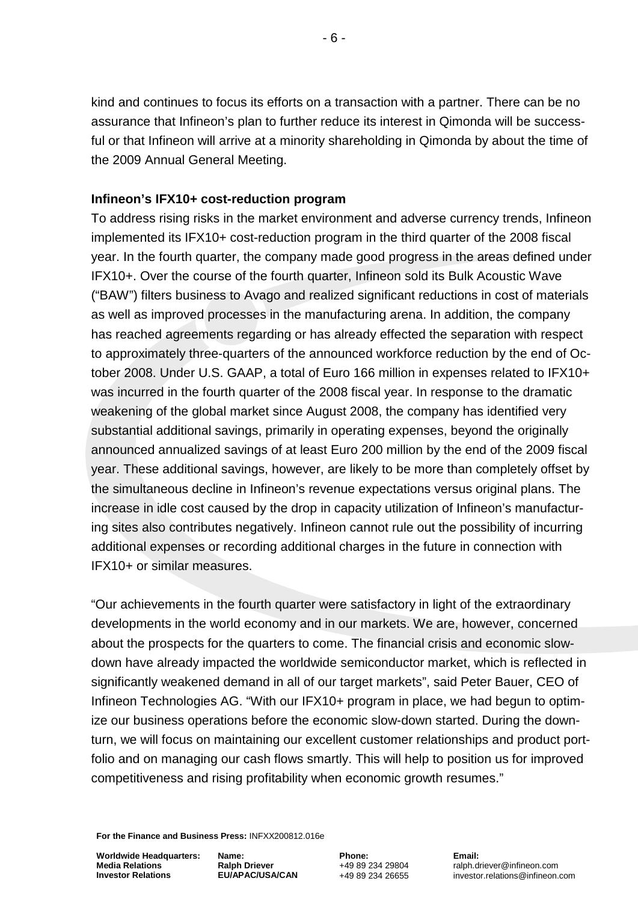kind and continues to focus its efforts on a transaction with a partner. There can be no assurance that Infineon's plan to further reduce its interest in Qimonda will be successful or that Infineon will arrive at a minority shareholding in Qimonda by about the time of the 2009 Annual General Meeting.

**Infineon's IFX10+ cost-reduction program**

To address rising risks in the market environment and adverse currency trends, Infineon implemented its IFX10+ cost-reduction program in the third quarter of the 2008 fiscal year. In the fourth quarter, the company made good progress in the areas defined under IFX10+. Over the course of the fourth quarter, Infineon sold its Bulk Acoustic Wave ("BAW") filters business to Avago and realized significant reductions in cost of materials as well as improved processes in the manufacturing arena. In addition, the company has reached agreements regarding or has already effected the separation with respect to approximately three-quarters of the announced workforce reduction by the end of October 2008. Under U.S. GAAP, a total of Euro 166 million in expenses related to IFX10+ was incurred in the fourth quarter of the 2008 fiscal year. In response to the dramatic weakening of the global market since August 2008, the company has identified very substantial additional savings, primarily in operating expenses, beyond the originally announced annualized savings of at least Euro 200 million by the end of the 2009 fiscal year. These additional savings, however, are likely to be more than completely offset by the simultaneous decline in Infineon's revenue expectations versus original plans. The increase in idle cost caused by the drop in capacity utilization of Infineon's manufacturing sites also contributes negatively. Infineon cannot rule out the possibility of incurring additional expenses or recording additional charges in the future in connection with IFX10+ or similar measures.

"Our achievements in the fourth quarter were satisfactory in light of the extraordinary developments in the world economy and in our markets. We are, however, concerned about the prospects for the quarters to come. The financial crisis and economic slowdown have already impacted the worldwide semiconductor market, which is reflected in significantly weakened demand in all of our target markets", said Peter Bauer, CEO of Infineon Technologies AG. "With our IFX10+ program in place, we had begun to optimize our business operations before the economic slow-down started. During the downturn, we will focus on maintaining our excellent customer relationships and product portfolio and on managing our cash flows smartly. This will help to position us for improved competitiveness and rising profitability when economic growth resumes."

**For the Finance and Business Press:** INFXX200812.016e

| Worldwide Headquarters: | Name: | Phone: | Email: |
|---|---|---|---|
| Media Relations | Ralph Driever | +49 89 234 29804 | ralph.driever@infineon.com |
| Investor Relations | EU/APAC/USA/CAN | +49 89 234 26655 | investor.relations@infineon.com |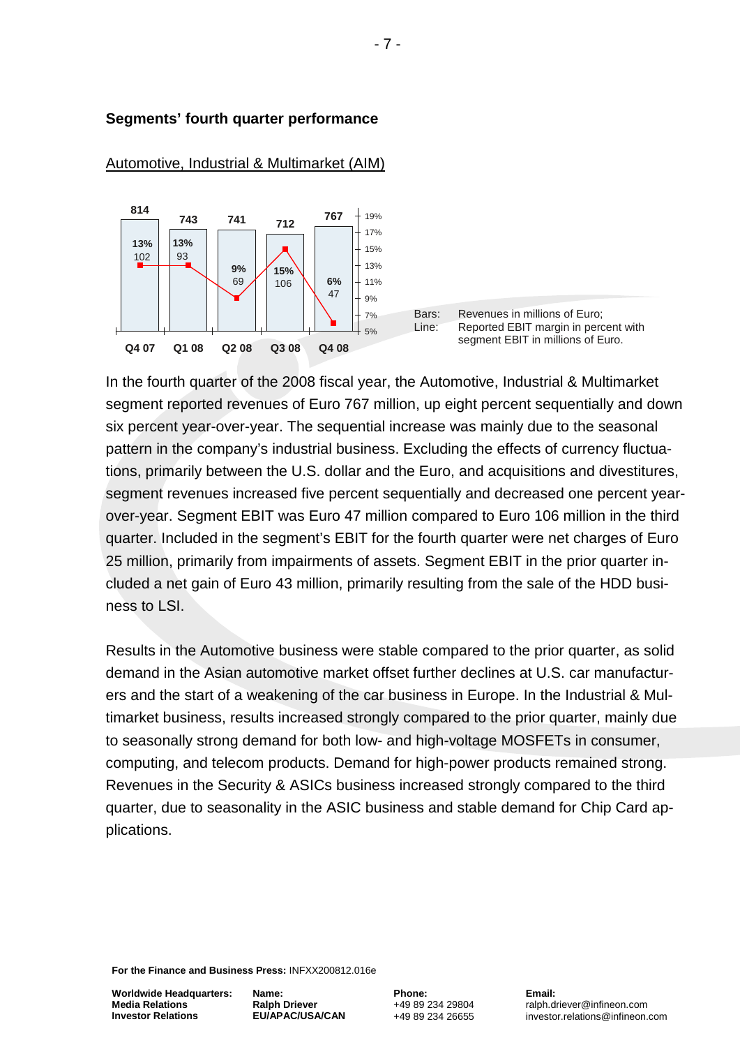**Segments' fourth quarter performance**

Automotive, Industrial & Multimarket (AIM)

814
743
741
712
767
13%
102
13%
93
9%
69
15%
106
6%
47
19%
17%
15%
13%
11%
9%
7%
5%
Q4 07
Q1 08
Q2 08
Q3 08
Q4 08

Bars: Revenues in millions of Euro;
Line: Reported EBIT margin in percent with segment EBIT in millions of Euro.

In the fourth quarter of the 2008 fiscal year, the Automotive, Industrial & Multimarket segment reported revenues of Euro 767 million, up eight percent sequentially and down six percent year-over-year. The sequential increase was mainly due to the seasonal pattern in the company's industrial business. Excluding the effects of currency fluctuations, primarily between the U.S. dollar and the Euro, and acquisitions and divestitures, segment revenues increased five percent sequentially and decreased one percent year-over-year. Segment EBIT was Euro 47 million compared to Euro 106 million in the third quarter. Included in the segment's EBIT for the fourth quarter were net charges of Euro 25 million, primarily from impairments of assets. Segment EBIT in the prior quarter included a net gain of Euro 43 million, primarily resulting from the sale of the HDD business to LSI.

Results in the Automotive business were stable compared to the prior quarter, as solid demand in the Asian automotive market offset further declines at U.S. car manufacturers and the start of a weakening of the car business in Europe. In the Industrial & Multimarket business, results increased strongly compared to the prior quarter, mainly due to seasonally strong demand for both low- and high-voltage MOSFETs in consumer, computing, and telecom products. Demand for high-power products remained strong. Revenues in the Security & ASICs business increased strongly compared to the third quarter, due to seasonality in the ASIC business and stable demand for Chip Card applications.

**For the Finance and Business Press:** INFXX200812.016e

| **Worldwide Headquarters:** | **Name:** | **Phone:** | **Email:** |
| --- | --- | --- | --- |
| **Media Relations** | **Ralph Driever** | +49 89 234 29804 | ralph.driever@infineon.com |
| **Investor Relations** | **EU/APAC/USA/CAN** | +49 89 234 26655 | investor.relations@infineon.com |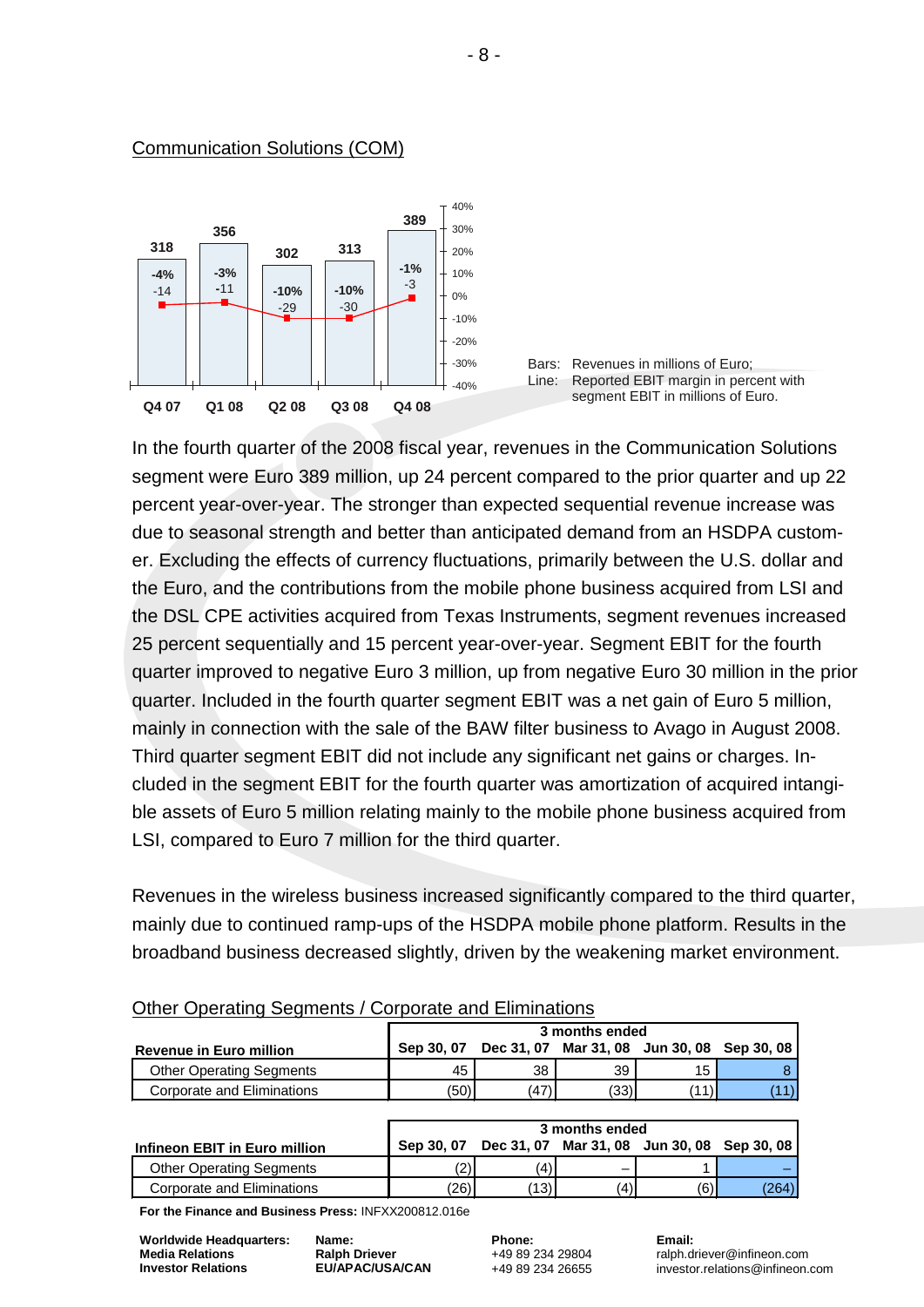## Communication Solutions (COM)

318
356
302
313
389

-4%
-14
-3%
-11
-10%
-29
-10%
-30
-1%
-3

40%
30%
20%
10%
0%
-10%
-20%
-30%
-40%

Q4 07
Q1 08
Q2 08
Q3 08
Q4 08

Bars: Revenues in millions of Euro;
Line: Reported EBIT margin in percent with segment EBIT in millions of Euro.

In the fourth quarter of the 2008 fiscal year, revenues in the Communication Solutions segment were Euro 389 million, up 24 percent compared to the prior quarter and up 22 percent year-over-year. The stronger than expected sequential revenue increase was due to seasonal strength and better than anticipated demand from an HSDPA customer. Excluding the effects of currency fluctuations, primarily between the U.S. dollar and the Euro, and the contributions from the mobile phone business acquired from LSI and the DSL CPE activities acquired from Texas Instruments, segment revenues increased 25 percent sequentially and 15 percent year-over-year. Segment EBIT for the fourth quarter improved to negative Euro 3 million, up from negative Euro 30 million in the prior quarter. Included in the fourth quarter segment EBIT was a net gain of Euro 5 million, mainly in connection with the sale of the BAW filter business to Avago in August 2008. Third quarter segment EBIT did not include any significant net gains or charges. Included in the segment EBIT for the fourth quarter was amortization of acquired intangible assets of Euro 5 million relating mainly to the mobile phone business acquired from LSI, compared to Euro 7 million for the third quarter.

Revenues in the wireless business increased significantly compared to the third quarter, mainly due to continued ramp-ups of the HSDPA mobile phone platform. Results in the broadband business decreased slightly, driven by the weakening market environment.

## Other Operating Segments / Corporate and Eliminations

| | 3 months ended | | | | |
|---|---|---|---|---|---|
| **Revenue in Euro million** | Sep 30, 07 | Dec 31, 07 | Mar 31, 08 | Jun 30, 08 | Sep 30, 08 |
| Other Operating Segments | 45 | 38 | 39 | 15 | 8 |
| Corporate and Eliminations | (50) | (47) | (33) | (11) | (11) |

| | 3 months ended | | | | |
|---|---|---|---|---|---|
| **Infineon EBIT in Euro million** | Sep 30, 07 | Dec 31, 07 | Mar 31, 08 | Jun 30, 08 | Sep 30, 08 |
| Other Operating Segments | (2) | (4) | – | 1 | – |
| Corporate and Eliminations | (26) | (13) | (4) | (6) | (264) |

**For the Finance and Business Press:** INFXX200812.016e

| **Worldwide Headquarters:** | **Name:** | **Phone:** | **Email:** |
|---|---|---|---|
| **Media Relations** | **Ralph Driever** | +49 89 234 29804 | ralph.driever@infineon.com |
| **Investor Relations** | **EU/APAC/USA/CAN** | +49 89 234 26655 | investor.relations@infineon.com |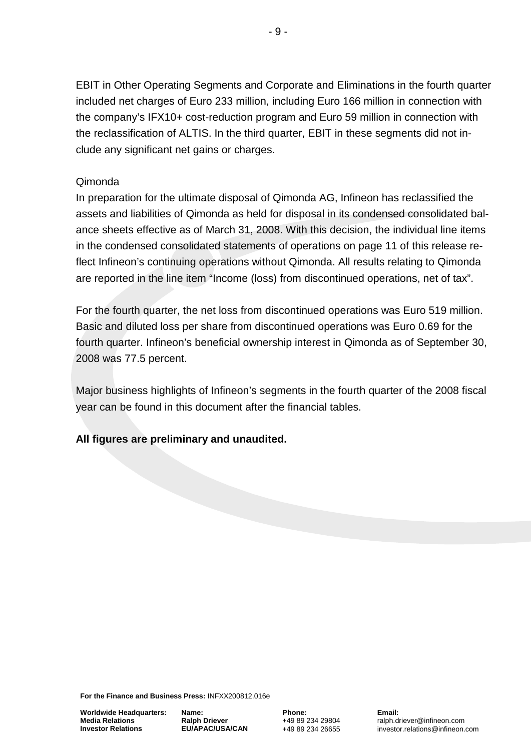EBIT in Other Operating Segments and Corporate and Eliminations in the fourth quarter included net charges of Euro 233 million, including Euro 166 million in connection with the company's IFX10+ cost-reduction program and Euro 59 million in connection with the reclassification of ALTIS. In the third quarter, EBIT in these segments did not include any significant net gains or charges.

Qimonda

In preparation for the ultimate disposal of Qimonda AG, Infineon has reclassified the assets and liabilities of Qimonda as held for disposal in its condensed consolidated balance sheets effective as of March 31, 2008. With this decision, the individual line items in the condensed consolidated statements of operations on page 11 of this release reflect Infineon's continuing operations without Qimonda. All results relating to Qimonda are reported in the line item "Income (loss) from discontinued operations, net of tax".

For the fourth quarter, the net loss from discontinued operations was Euro 519 million. Basic and diluted loss per share from discontinued operations was Euro 0.69 for the fourth quarter. Infineon's beneficial ownership interest in Qimonda as of September 30, 2008 was 77.5 percent.

Major business highlights of Infineon's segments in the fourth quarter of the 2008 fiscal year can be found in this document after the financial tables.

**All figures are preliminary and unaudited.**

**For the Finance and Business Press:** INFXX200812.016e

| **Worldwide Headquarters:** | **Name:** | **Phone:** | **Email:** |
|---|---|---|---|
| **Media Relations** | **Ralph Driever** | +49 89 234 29804 | ralph.driever@infineon.com |
| **Investor Relations** | **EU/APAC/USA/CAN** | +49 89 234 26655 | investor.relations@infineon.com |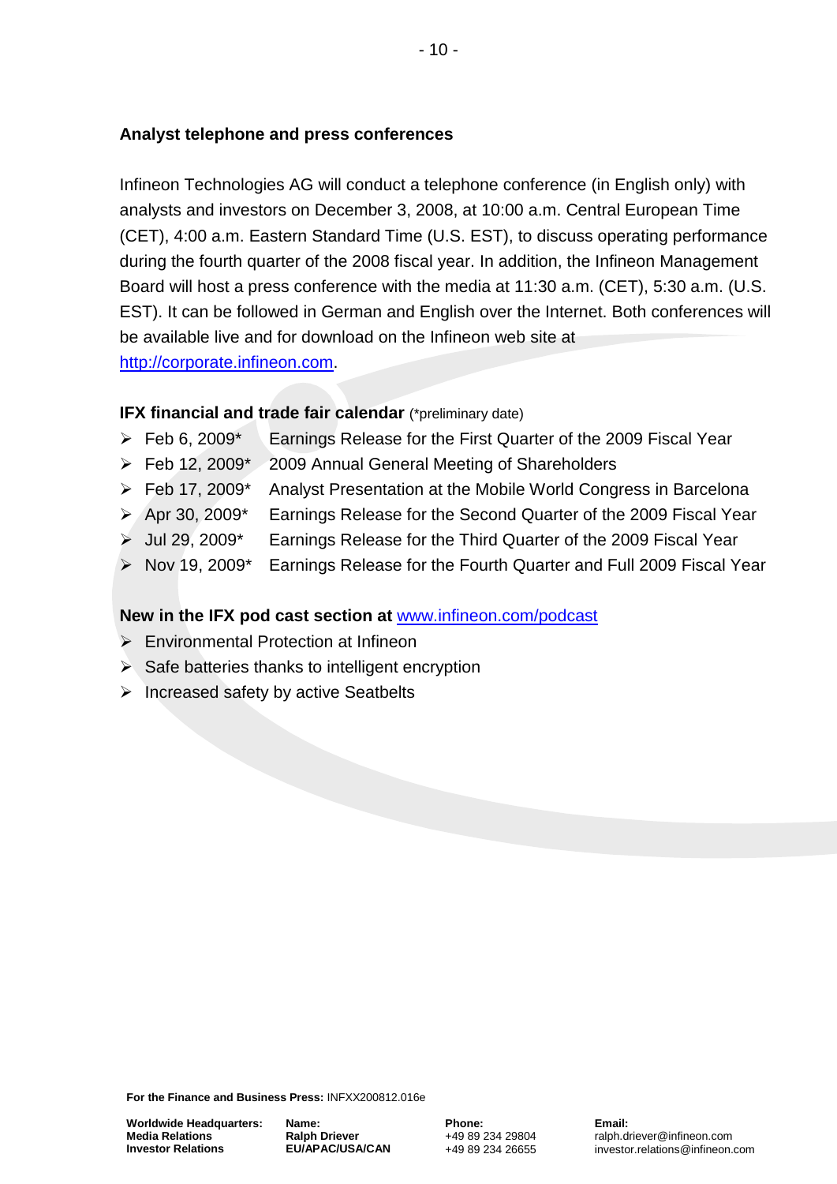### Analyst telephone and press conferences

Infineon Technologies AG will conduct a telephone conference (in English only) with analysts and investors on December 3, 2008, at 10:00 a.m. Central European Time (CET), 4:00 a.m. Eastern Standard Time (U.S. EST), to discuss operating performance during the fourth quarter of the 2008 fiscal year. In addition, the Infineon Management Board will host a press conference with the media at 11:30 a.m. (CET), 5:30 a.m. (U.S. EST). It can be followed in German and English over the Internet. Both conferences will be available live and for download on the Infineon web site at http://corporate.infineon.com.

**IFX financial and trade fair calendar** (*preliminary date)

- Feb 6, 2009* Earnings Release for the First Quarter of the 2009 Fiscal Year
- Feb 12, 2009* 2009 Annual General Meeting of Shareholders
- Feb 17, 2009* Analyst Presentation at the Mobile World Congress in Barcelona
- Apr 30, 2009* Earnings Release for the Second Quarter of the 2009 Fiscal Year
- Jul 29, 2009* Earnings Release for the Third Quarter of the 2009 Fiscal Year
- Nov 19, 2009* Earnings Release for the Fourth Quarter and Full 2009 Fiscal Year

**New in the IFX pod cast section at** www.infineon.com/podcast

- Environmental Protection at Infineon
- Safe batteries thanks to intelligent encryption
- Increased safety by active Seatbelts

**For the Finance and Business Press:** INFXX200812.016e

| **Worldwide Headquarters:** | **Name:** | **Phone:** | **Email:** |
|---|---|---|---|
| **Media Relations** | **Ralph Driever** | +49 89 234 29804 | ralph.driever@infineon.com |
| **Investor Relations** | **EU/APAC/USA/CAN** | +49 89 234 26655 | investor.relations@infineon.com |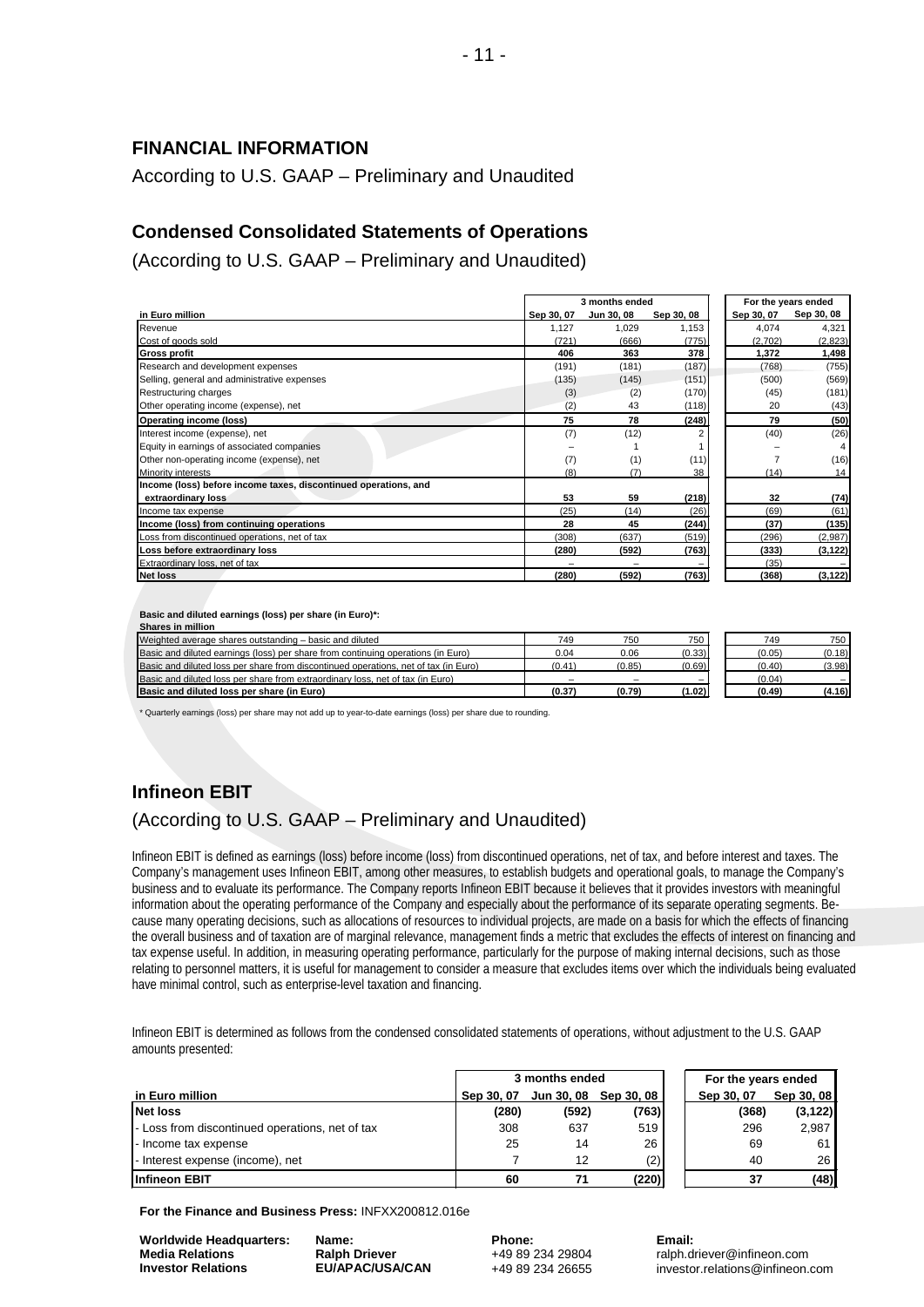## FINANCIAL INFORMATION

According to U.S. GAAP – Preliminary and Unaudited

### Condensed Consolidated Statements of Operations

(According to U.S. GAAP – Preliminary and Unaudited)

| | 3 months ended | | | For the years ended | |
|---|---|---|---|---|---|
| in Euro million | Sep 30, 07 | Jun 30, 08 | Sep 30, 08 | Sep 30, 07 | Sep 30, 08 |
| Revenue | 1,127 | 1,029 | 1,153 | 4,074 | 4,321 |
| Cost of goods sold | (721) | (666) | (775) | (2,702) | (2,823) |
| **Gross profit** | **406** | **363** | **378** | **1,372** | **1,498** |
| Research and development expenses | (191) | (181) | (187) | (768) | (755) |
| Selling, general and administrative expenses | (135) | (145) | (151) | (500) | (569) |
| Restructuring charges | (3) | (2) | (170) | (45) | (181) |
| Other operating income (expense), net | (2) | 43 | (118) | 20 | (43) |
| **Operating income (loss)** | **75** | **78** | **(248)** | **79** | **(50)** |
| Interest income (expense), net | (7) | (12) | 2 | (40) | (26) |
| Equity in earnings of associated companies | – | 1 | 1 | – | 4 |
| Other non-operating income (expense), net | (7) | (1) | (11) | 7 | (16) |
| Minority interests | (8) | (7) | 38 | (14) | 14 |
| **Income (loss) before income taxes, discontinued operations, and extraordinary loss** | **53** | **59** | **(218)** | **32** | **(74)** |
| Income tax expense | (25) | (14) | (26) | (69) | (61) |
| **Income (loss) from continuing operations** | **28** | **45** | **(244)** | **(37)** | **(135)** |
| Loss from discontinued operations, net of tax | (308) | (637) | (519) | (296) | (2,987) |
| **Loss before extraordinary loss** | **(280)** | **(592)** | **(763)** | **(333)** | **(3,122)** |
| Extraordinary loss, net of tax | – | – | – | (35) | – |
| **Net loss** | **(280)** | **(592)** | **(763)** | **(368)** | **(3,122)** |

**Basic and diluted earnings (loss) per share (in Euro)\*:**

| Shares in million | | | | | |
|---|---|---|---|---|---|
| Weighted average shares outstanding – basic and diluted | 749 | 750 | 750 | 749 | 750 |
| Basic and diluted earnings (loss) per share from continuing operations (in Euro) | 0.04 | 0.06 | (0.33) | (0.05) | (0.18) |
| Basic and diluted loss per share from discontinued operations, net of tax (in Euro) | (0.41) | (0.85) | (0.69) | (0.40) | (3.98) |
| Basic and diluted loss per share from extraordinary loss, net of tax (in Euro) | – | – | – | (0.04) | – |
| **Basic and diluted loss per share (in Euro)** | **(0.37)** | **(0.79)** | **(1.02)** | **(0.49)** | **(4.16)** |

\* Quarterly earnings (loss) per share may not add up to year-to-date earnings (loss) per share due to rounding.

### Infineon EBIT

(According to U.S. GAAP – Preliminary and Unaudited)

Infineon EBIT is defined as earnings (loss) before income (loss) from discontinued operations, net of tax, and before interest and taxes. The Company's management uses Infineon EBIT, among other measures, to establish budgets and operational goals, to manage the Company's business and to evaluate its performance. The Company reports Infineon EBIT because it believes that it provides investors with meaningful information about the operating performance of the Company and especially about the performance of its separate operating segments. Because many operating decisions, such as allocations of resources to individual projects, are made on a basis for which the effects of financing the overall business and of taxation are of marginal relevance, management finds a metric that excludes the effects of interest on financing and tax expense useful. In addition, in measuring operating performance, particularly for the purpose of making internal decisions, such as those relating to personnel matters, it is useful for management to consider a measure that excludes items over which the individuals being evaluated have minimal control, such as enterprise-level taxation and financing.

Infineon EBIT is determined as follows from the condensed consolidated statements of operations, without adjustment to the U.S. GAAP amounts presented:

| | 3 months ended | | | For the years ended | |
|---|---|---|---|---|---|
| in Euro million | Sep 30, 07 | Jun 30, 08 | Sep 30, 08 | Sep 30, 07 | Sep 30, 08 |
| **Net loss** | **(280)** | **(592)** | **(763)** | **(368)** | **(3,122)** |
| - Loss from discontinued operations, net of tax | 308 | 637 | 519 | 296 | 2,987 |
| - Income tax expense | 25 | 14 | 26 | 69 | 61 |
| - Interest expense (income), net | 7 | 12 | (2) | 40 | 26 |
| **Infineon EBIT** | **60** | **71** | **(220)** | **37** | **(48)** |

**For the Finance and Business Press:** INFXX200812.016e

| Worldwide Headquarters: | Name: | Phone: | Email: |
|---|---|---|---|
| **Media Relations** | **Ralph Driever** | +49 89 234 29804 | ralph.driever@infineon.com |
| **Investor Relations** | **EU/APAC/USA/CAN** | +49 89 234 26655 | investor.relations@infineon.com |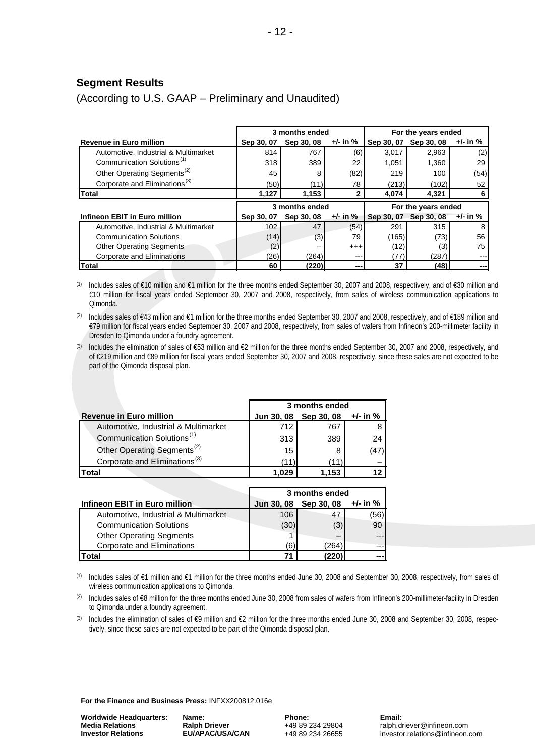## Segment Results

(According to U.S. GAAP – Preliminary and Unaudited)

| | 3 months ended | | | For the years ended | | |
|---|---|---|---|---|---|---|
| **Revenue in Euro million** | **Sep 30, 07** | **Sep 30, 08** | **+/- in %** | **Sep 30, 07** | **Sep 30, 08** | **+/- in %** |
| Automotive, Industrial & Multimarket | 814 | 767 | (6) | 3,017 | 2,963 | (2) |
| Communication Solutions[1] | 318 | 389 | 22 | 1,051 | 1,360 | 29 |
| Other Operating Segments[2] | 45 | 8 | (82) | 219 | 100 | (54) |
| Corporate and Eliminations[3] | (50) | (11) | 78 | (213) | (102) | 52 |
| **Total** | **1,127** | **1,153** | **2** | **4,074** | **4,321** | **6** |

| | 3 months ended | | | For the years ended | | |
|---|---|---|---|---|---|---|
| **Infineon EBIT in Euro million** | **Sep 30, 07** | **Sep 30, 08** | **+/- in %** | **Sep 30, 07** | **Sep 30, 08** | **+/- in %** |
| Automotive, Industrial & Multimarket | 102 | 47 | (54) | 291 | 315 | 8 |
| Communication Solutions | (14) | (3) | 79 | (165) | (73) | 56 |
| Other Operating Segments | (2) | – | +++ | (12) | (3) | 75 |
| Corporate and Eliminations | (26) | (264) | --- | (77) | (287) | --- |
| **Total** | **60** | **(220)** | **---** | **37** | **(48)** | **---** |

(1) Includes sales of €10 million and €1 million for the three months ended September 30, 2007 and 2008, respectively, and of €30 million and €10 million for fiscal years ended September 30, 2007 and 2008, respectively, from sales of wireless communication applications to Qimonda.

(2) Includes sales of €43 million and €1 million for the three months ended September 30, 2007 and 2008, respectively, and of €189 million and €79 million for fiscal years ended September 30, 2007 and 2008, respectively, from sales of wafers from Infineon's 200-millimeter facility in Dresden to Qimonda under a foundry agreement.

(3) Includes the elimination of sales of €53 million and €2 million for the three months ended September 30, 2007 and 2008, respectively, and of €219 million and €89 million for fiscal years ended September 30, 2007 and 2008, respectively, since these sales are not expected to be part of the Qimonda disposal plan.

| | 3 months ended | | |
|---|---|---|---|
| **Revenue in Euro million** | **Jun 30, 08** | **Sep 30, 08** | **+/- in %** |
| Automotive, Industrial & Multimarket | 712 | 767 | 8 |
| Communication Solutions[1] | 313 | 389 | 24 |
| Other Operating Segments[2] | 15 | 8 | (47) |
| Corporate and Eliminations[3] | (11) | (11) | – |
| **Total** | **1,029** | **1,153** | **12** |

| | 3 months ended | | |
|---|---|---|---|
| **Infineon EBIT in Euro million** | **Jun 30, 08** | **Sep 30, 08** | **+/- in %** |
| Automotive, Industrial & Multimarket | 106 | 47 | (56) |
| Communication Solutions | (30) | (3) | 90 |
| Other Operating Segments | 1 | – | --- |
| Corporate and Eliminations | (6) | (264) | --- |
| **Total** | **71** | **(220)** | **---** |

(1) Includes sales of €1 million and €1 million for the three months ended June 30, 2008 and September 30, 2008, respectively, from sales of wireless communication applications to Qimonda.

(2) Includes sales of €8 million for the three months ended June 30, 2008 from sales of wafers from Infineon's 200-millimeter-facility in Dresden to Qimonda under a foundry agreement.

(3) Includes the elimination of sales of €9 million and €2 million for the three months ended June 30, 2008 and September 30, 2008, respectively, since these sales are not expected to be part of the Qimonda disposal plan.

**For the Finance and Business Press:** INFXX200812.016e

| **Worldwide Headquarters:** | **Name:** | **Phone:** | **Email:** |
|---|---|---|---|
| **Media Relations** | **Ralph Driever** | +49 89 234 29804 | ralph.driever@infineon.com |
| **Investor Relations** | **EU/APAC/USA/CAN** | +49 89 234 26655 | investor.relations@infineon.com |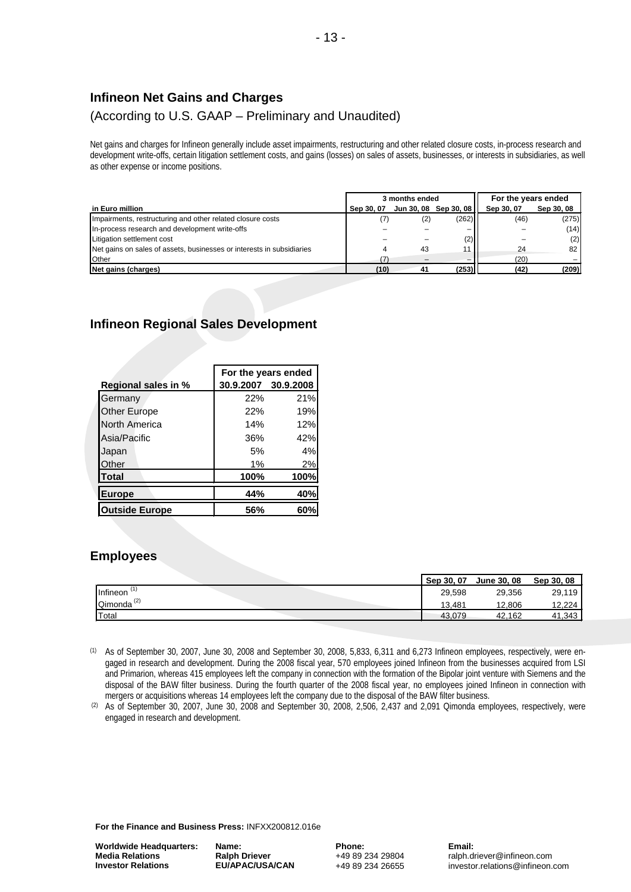## Infineon Net Gains and Charges

(According to U.S. GAAP – Preliminary and Unaudited)

Net gains and charges for Infineon generally include asset impairments, restructuring and other related closure costs, in-process research and development write-offs, certain litigation settlement costs, and gains (losses) on sales of assets, businesses, or interests in subsidiaries, as well as other expense or income positions.

| | 3 months ended | | | For the years ended | |
|---|---|---|---|---|---|
| in Euro million | Sep 30, 07 | Jun 30, 08 | Sep 30, 08 | Sep 30, 07 | Sep 30, 08 |
| Impairments, restructuring and other related closure costs | (7) | (2) | (262) | (46) | (275) |
| In-process research and development write-offs | – | – | – | – | (14) |
| Litigation settlement cost | – | – | (2) | – | (2) |
| Net gains on sales of assets, businesses or interests in subsidiaries | 4 | 43 | 11 | 24 | 82 |
| Other | (7) | – | – | (20) | – |
| **Net gains (charges)** | **(10)** | **41** | **(253)** | **(42)** | **(209)** |

## Infineon Regional Sales Development

| | For the years ended | |
|---|---|---|
| Regional sales in % | 30.9.2007 | 30.9.2008 |
| Germany | 22% | 21% |
| Other Europe | 22% | 19% |
| North America | 14% | 12% |
| Asia/Pacific | 36% | 42% |
| Japan | 5% | 4% |
| Other | 1% | 2% |
| **Total** | **100%** | **100%** |
| **Europe** | **44%** | **40%** |
| **Outside Europe** | **56%** | **60%** |

## Employees

| | Sep 30, 07 | June 30, 08 | Sep 30, 08 |
|---|---|---|---|
| Infineon [(1)] | 29,598 | 29,356 | 29,119 |
| Qimonda [(2)] | 13,481 | 12,806 | 12,224 |
| Total | 43,079 | 42,162 | 41,343 |

(1) As of September 30, 2007, June 30, 2008 and September 30, 2008, 5,833, 6,311 and 6,273 Infineon employees, respectively, were engaged in research and development. During the 2008 fiscal year, 570 employees joined Infineon from the businesses acquired from LSI and Primarion, whereas 415 employees left the company in connection with the formation of the Bipolar joint venture with Siemens and the disposal of the BAW filter business. During the fourth quarter of the 2008 fiscal year, no employees joined Infineon in connection with mergers or acquisitions whereas 14 employees left the company due to the disposal of the BAW filter business.

(2) As of September 30, 2007, June 30, 2008 and September 30, 2008, 2,506, 2,437 and 2,091 Qimonda employees, respectively, were engaged in research and development.

**For the Finance and Business Press:** INFXX200812.016e

| **Worldwide Headquarters:** | **Name:** | **Phone:** | **Email:** |
|---|---|---|---|
| **Media Relations** | **Ralph Driever** | +49 89 234 29804 | ralph.driever@infineon.com |
| **Investor Relations** | **EU/APAC/USA/CAN** | +49 89 234 26655 | investor.relations@infineon.com |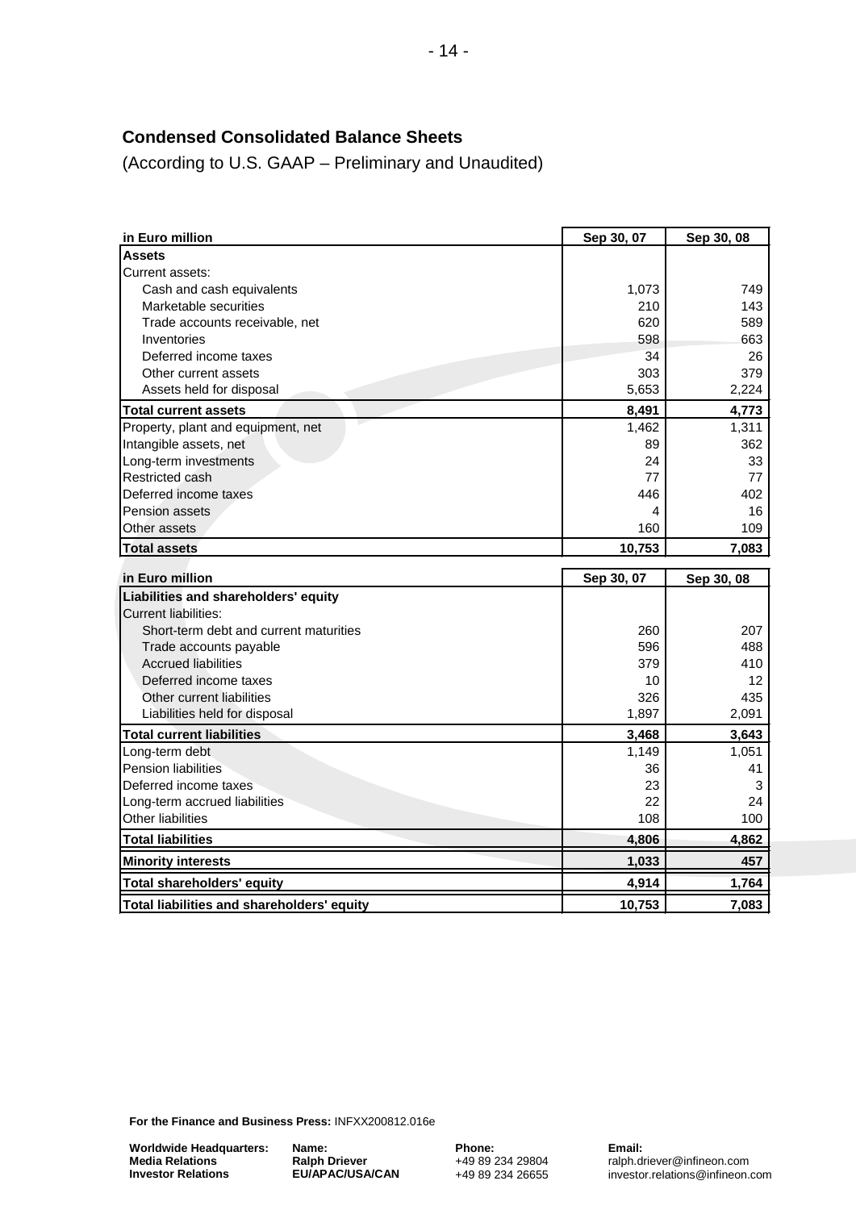## Condensed Consolidated Balance Sheets

(According to U.S. GAAP – Preliminary and Unaudited)

| in Euro million | Sep 30, 07 | Sep 30, 08 |
|---|---|---|
| **Assets** | | |
| Current assets: | | |
| Cash and cash equivalents | 1,073 | 749 |
| Marketable securities | 210 | 143 |
| Trade accounts receivable, net | 620 | 589 |
| Inventories | 598 | 663 |
| Deferred income taxes | 34 | 26 |
| Other current assets | 303 | 379 |
| Assets held for disposal | 5,653 | 2,224 |
| **Total current assets** | **8,491** | **4,773** |
| Property, plant and equipment, net | 1,462 | 1,311 |
| Intangible assets, net | 89 | 362 |
| Long-term investments | 24 | 33 |
| Restricted cash | 77 | 77 |
| Deferred income taxes | 446 | 402 |
| Pension assets | 4 | 16 |
| Other assets | 160 | 109 |
| **Total assets** | **10,753** | **7,083** |

| in Euro million | Sep 30, 07 | Sep 30, 08 |
|---|---|---|
| **Liabilities and shareholders' equity** | | |
| Current liabilities: | | |
| Short-term debt and current maturities | 260 | 207 |
| Trade accounts payable | 596 | 488 |
| Accrued liabilities | 379 | 410 |
| Deferred income taxes | 10 | 12 |
| Other current liabilities | 326 | 435 |
| Liabilities held for disposal | 1,897 | 2,091 |
| **Total current liabilities** | **3,468** | **3,643** |
| Long-term debt | 1,149 | 1,051 |
| Pension liabilities | 36 | 41 |
| Deferred income taxes | 23 | 3 |
| Long-term accrued liabilities | 22 | 24 |
| Other liabilities | 108 | 100 |
| **Total liabilities** | **4,806** | **4,862** |
| **Minority interests** | **1,033** | **457** |
| **Total shareholders' equity** | **4,914** | **1,764** |
| **Total liabilities and shareholders' equity** | **10,753** | **7,083** |

**For the Finance and Business Press:** INFXX200812.016e

| **Worldwide Headquarters:** | **Name:** | **Phone:** | **Email:** |
|---|---|---|---|
| **Media Relations** | **Ralph Driever** | +49 89 234 29804 | ralph.driever@infineon.com |
| **Investor Relations** | **EU/APAC/USA/CAN** | +49 89 234 26655 | investor.relations@infineon.com |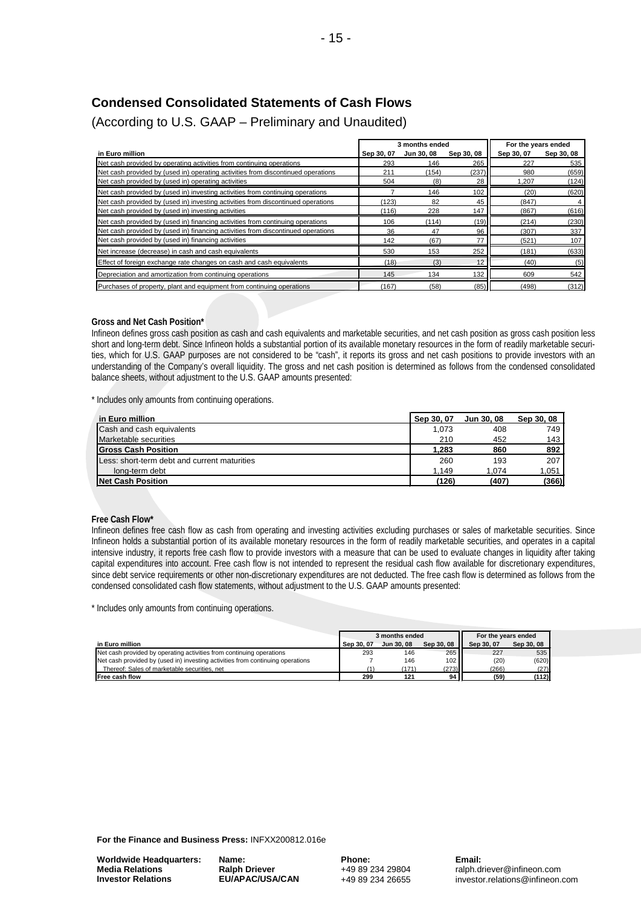## Condensed Consolidated Statements of Cash Flows

(According to U.S. GAAP – Preliminary and Unaudited)

| in Euro million | 3 months ended | | | For the years ended | |
|---|---|---|---|---|---|
| | Sep 30, 07 | Jun 30, 08 | Sep 30, 08 | Sep 30, 07 | Sep 30, 08 |
| Net cash provided by operating activities from continuing operations | 293 | 146 | 265 | 227 | 535 |
| Net cash provided by (used in) operating activities from discontinued operations | 211 | (154) | (237) | 980 | (659) |
| Net cash provided by (used in) operating activities | 504 | (8) | 28 | 1,207 | (124) |
| Net cash provided by (used in) investing activities from continuing operations | 7 | 146 | 102 | (20) | (620) |
| Net cash provided by (used in) investing activities from discontinued operations | (123) | 82 | 45 | (847) | 4 |
| Net cash provided by (used in) investing activities | (116) | 228 | 147 | (867) | (616) |
| Net cash provided by (used in) financing activities from continuing operations | 106 | (114) | (19) | (214) | (230) |
| Net cash provided by (used in) financing activities from discontinued operations | 36 | 47 | 96 | (307) | 337 |
| Net cash provided by (used in) financing activities | 142 | (67) | 77 | (521) | 107 |
| Net increase (decrease) in cash and cash equivalents | 530 | 153 | 252 | (181) | (633) |
| Effect of foreign exchange rate changes on cash and cash equivalents | (18) | (3) | 12 | (40) | (5) |
| Depreciation and amortization from continuing operations | 145 | 134 | 132 | 609 | 542 |
| Purchases of property, plant and equipment from continuing operations | (167) | (58) | (85) | (498) | (312) |

**Gross and Net Cash Position***

Infineon defines gross cash position as cash and cash equivalents and marketable securities, and net cash position as gross cash position less short and long-term debt. Since Infineon holds a substantial portion of its available monetary resources in the form of readily marketable securities, which for U.S. GAAP purposes are not considered to be "cash", it reports its gross and net cash positions to provide investors with an understanding of the Company's overall liquidity. The gross and net cash position is determined as follows from the condensed consolidated balance sheets, without adjustment to the U.S. GAAP amounts presented:

\* Includes only amounts from continuing operations.

| in Euro million | Sep 30, 07 | Jun 30, 08 | Sep 30, 08 |
|---|---|---|---|
| Cash and cash equivalents | 1,073 | 408 | 749 |
| Marketable securities | 210 | 452 | 143 |
| **Gross Cash Position** | **1,283** | **860** | **892** |
| Less: short-term debt and current maturities | 260 | 193 | 207 |
| long-term debt | 1,149 | 1,074 | 1,051 |
| **Net Cash Position** | **(126)** | **(407)** | **(366)** |

**Free Cash Flow***

Infineon defines free cash flow as cash from operating and investing activities excluding purchases or sales of marketable securities. Since Infineon holds a substantial portion of its available monetary resources in the form of readily marketable securities, and operates in a capital intensive industry, it reports free cash flow to provide investors with a measure that can be used to evaluate changes in liquidity after taking capital expenditures into account. Free cash flow is not intended to represent the residual cash flow available for discretionary expenditures, since debt service requirements or other non-discretionary expenditures are not deducted. The free cash flow is determined as follows from the condensed consolidated cash flow statements, without adjustment to the U.S. GAAP amounts presented:

\* Includes only amounts from continuing operations.

| in Euro million | 3 months ended | | | For the years ended | |
|---|---|---|---|---|---|
| | Sep 30, 07 | Jun 30, 08 | Sep 30, 08 | Sep 30, 07 | Sep 30, 08 |
| Net cash provided by operating activities from continuing operations | 293 | 146 | 265 | 227 | 535 |
| Net cash provided by (used in) investing activities from continuing operations | 7 | 146 | 102 | (20) | (620) |
| Thereof: Sales of marketable securities, net | (1) | (171) | (273) | (266) | (27) |
| **Free cash flow** | **299** | **121** | **94** | **(59)** | **(112)** |

**For the Finance and Business Press:** INFXX200812.016e

| Worldwide Headquarters: | Name: | Phone: | Email: |
|---|---|---|---|
| **Media Relations** | **Ralph Driever** | +49 89 234 29804 | ralph.driever@infineon.com |
| **Investor Relations** | **EU/APAC/USA/CAN** | +49 89 234 26655 | investor.relations@infineon.com |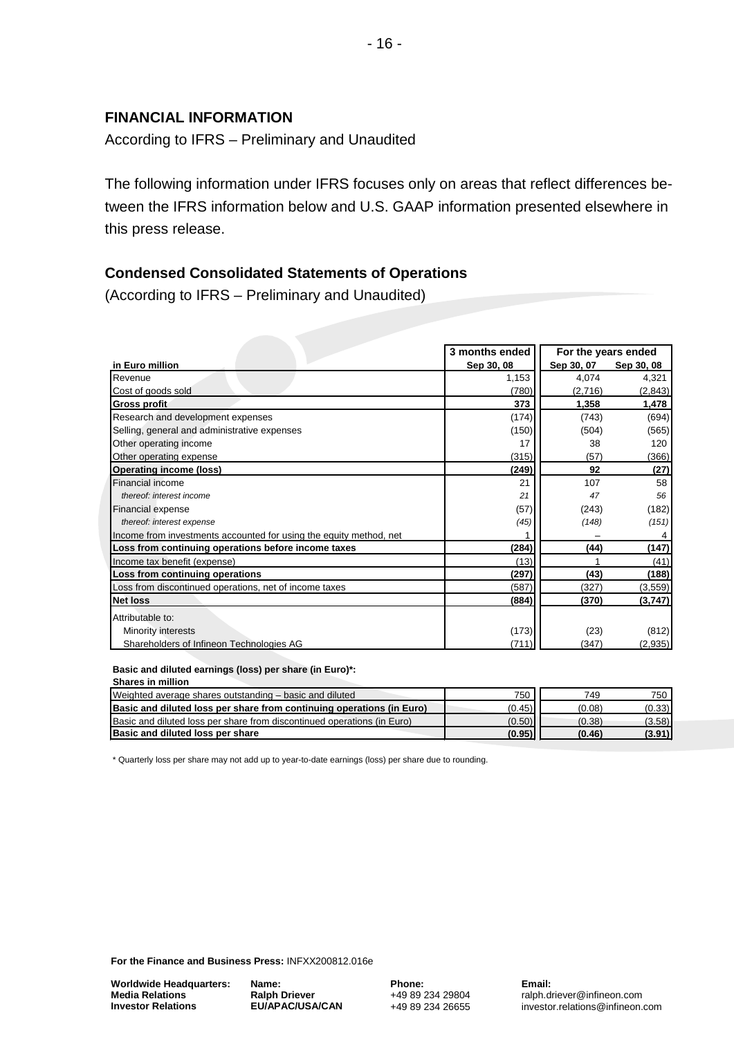## FINANCIAL INFORMATION

According to IFRS – Preliminary and Unaudited

The following information under IFRS focuses only on areas that reflect differences between the IFRS information below and U.S. GAAP information presented elsewhere in this press release.

### Condensed Consolidated Statements of Operations

(According to IFRS – Preliminary and Unaudited)

| | 3 months ended | For the years ended | |
|---|---|---|---|
| **in Euro million** | **Sep 30, 08** | **Sep 30, 07** | **Sep 30, 08** |
| Revenue | 1,153 | 4,074 | 4,321 |
| Cost of goods sold | (780) | (2,716) | (2,843) |
| **Gross profit** | **373** | **1,358** | **1,478** |
| Research and development expenses | (174) | (743) | (694) |
| Selling, general and administrative expenses | (150) | (504) | (565) |
| Other operating income | 17 | 38 | 120 |
| Other operating expense | (315) | (57) | (366) |
| **Operating income (loss)** | **(249)** | **92** | **(27)** |
| Financial income | 21 | 107 | 58 |
| *thereof: interest income* | *21* | *47* | *56* |
| Financial expense | (57) | (243) | (182) |
| *thereof: interest expense* | *(45)* | *(148)* | *(151)* |
| Income from investments accounted for using the equity method, net | 1 | – | 4 |
| **Loss from continuing operations before income taxes** | **(284)** | **(44)** | **(147)** |
| Income tax benefit (expense) | (13) | 1 | (41) |
| **Loss from continuing operations** | **(297)** | **(43)** | **(188)** |
| Loss from discontinued operations, net of income taxes | (587) | (327) | (3,559) |
| **Net loss** | **(884)** | **(370)** | **(3,747)** |
| Attributable to: | | | |
| Minority interests | (173) | (23) | (812) |
| Shareholders of Infineon Technologies AG | (711) | (347) | (2,935) |

**Basic and diluted earnings (loss) per share (in Euro)\*:**

| **Shares in million** | | | |
|---|---|---|---|
| Weighted average shares outstanding – basic and diluted | 750 | 749 | 750 |
| **Basic and diluted loss per share from continuing operations (in Euro)** | (0.45) | (0.08) | (0.33) |
| Basic and diluted loss per share from discontinued operations (in Euro) | (0.50) | (0.38) | (3.58) |
| **Basic and diluted loss per share** | **(0.95)** | **(0.46)** | **(3.91)** |

\* Quarterly loss per share may not add up to year-to-date earnings (loss) per share due to rounding.

**For the Finance and Business Press:** INFXX200812.016e

| **Worldwide Headquarters:** | **Name:** | **Phone:** | **Email:** |
|---|---|---|---|
| **Media Relations** | **Ralph Driever** | +49 89 234 29804 | ralph.driever@infineon.com |
| **Investor Relations** | **EU/APAC/USA/CAN** | +49 89 234 26655 | investor.relations@infineon.com |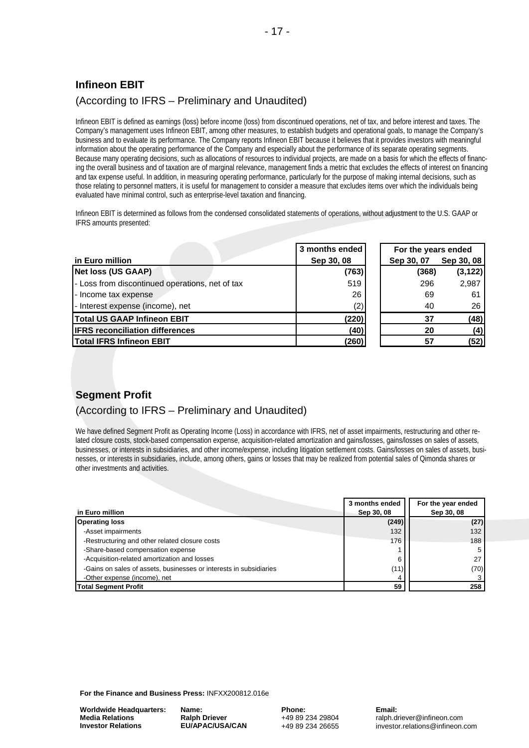## Infineon EBIT

### (According to IFRS – Preliminary and Unaudited)

Infineon EBIT is defined as earnings (loss) before income (loss) from discontinued operations, net of tax, and before interest and taxes. The Company's management uses Infineon EBIT, among other measures, to establish budgets and operational goals, to manage the Company's business and to evaluate its performance. The Company reports Infineon EBIT because it believes that it provides investors with meaningful information about the operating performance of the Company and especially about the performance of its separate operating segments. Because many operating decisions, such as allocations of resources to individual projects, are made on a basis for which the effects of financing the overall business and of taxation are of marginal relevance, management finds a metric that excludes the effects of interest on financing and tax expense useful. In addition, in measuring operating performance, particularly for the purpose of making internal decisions, such as those relating to personnel matters, it is useful for management to consider a measure that excludes items over which the individuals being evaluated have minimal control, such as enterprise-level taxation and financing.

Infineon EBIT is determined as follows from the condensed consolidated statements of operations, without adjustment to the U.S. GAAP or IFRS amounts presented:

| in Euro million | 3 months ended Sep 30, 08 | For the years ended Sep 30, 07 | Sep 30, 08 |
|---|---|---|---|
| **Net loss (US GAAP)** | **(763)** | **(368)** | **(3,122)** |
| - Loss from discontinued operations, net of tax | 519 | 296 | 2,987 |
| - Income tax expense | 26 | 69 | 61 |
| - Interest expense (income), net | (2) | 40 | 26 |
| **Total US GAAP Infineon EBIT** | **(220)** | **37** | **(48)** |
| **IFRS reconciliation differences** | **(40)** | **20** | **(4)** |
| **Total IFRS Infineon EBIT** | **(260)** | **57** | **(52)** |

## Segment Profit

### (According to IFRS – Preliminary and Unaudited)

We have defined Segment Profit as Operating Income (Loss) in accordance with IFRS, net of asset impairments, restructuring and other related closure costs, stock-based compensation expense, acquisition-related amortization and gains/losses, gains/losses on sales of assets, businesses, or interests in subsidiaries, and other income/expense, including litigation settlement costs. Gains/losses on sales of assets, businesses, or interests in subsidiaries, include, among others, gains or losses that may be realized from potential sales of Qimonda shares or other investments and activities.

| in Euro million | 3 months ended Sep 30, 08 | For the year ended Sep 30, 08 |
|---|---|---|
| **Operating loss** | **(249)** | **(27)** |
| -Asset impairments | 132 | 132 |
| -Restructuring and other related closure costs | 176 | 188 |
| -Share-based compensation expense | 1 | 5 |
| -Acquisition-related amortization and losses | 6 | 27 |
| -Gains on sales of assets, businesses or interests in subsidiaries | (11) | (70) |
| -Other expense (income), net | 4 | 3 |
| **Total Segment Profit** | **59** | **258** |

**For the Finance and Business Press:** INFXX200812.016e

| Worldwide Headquarters: | Name: | Phone: | Email: |
|---|---|---|---|
| Media Relations | Ralph Driever | +49 89 234 29804 | ralph.driever@infineon.com |
| Investor Relations | EU/APAC/USA/CAN | +49 89 234 26655 | investor.relations@infineon.com |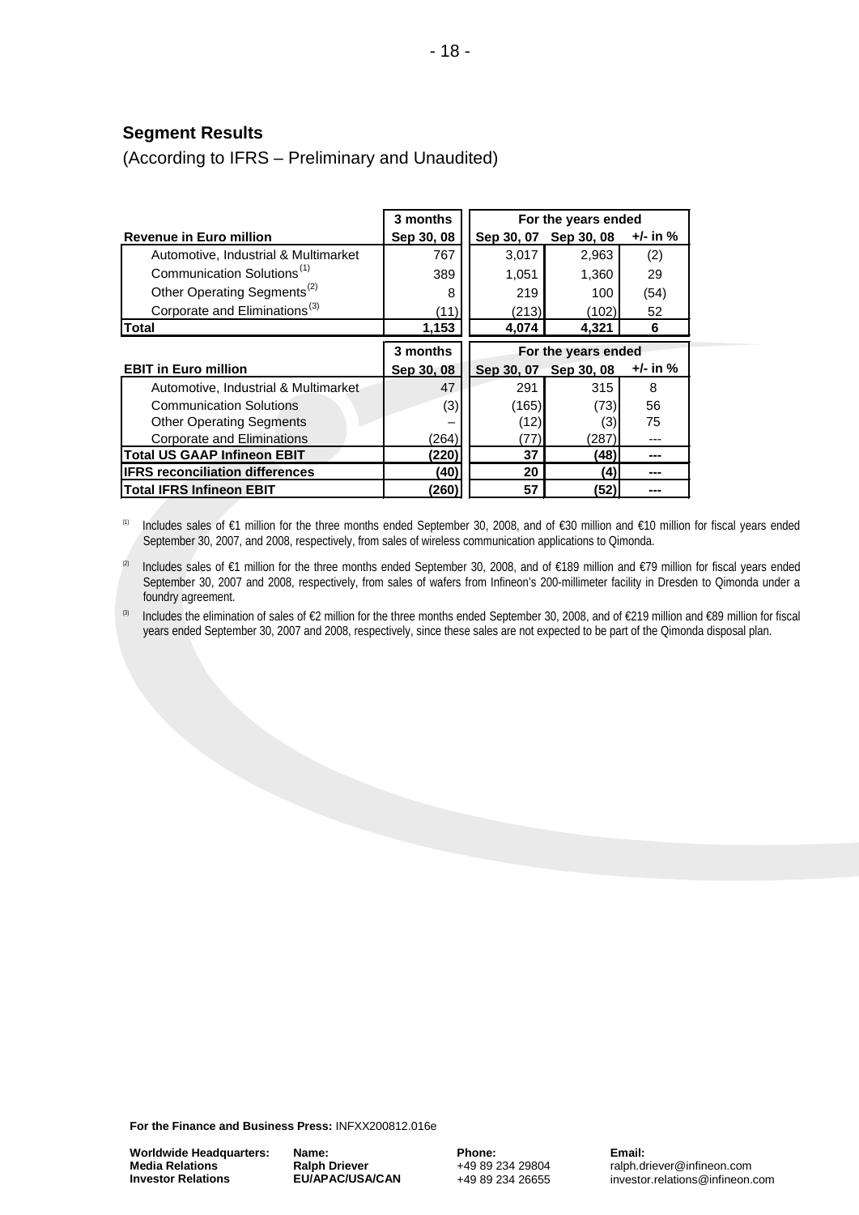## Segment Results

(According to IFRS – Preliminary and Unaudited)

| | 3 months | For the years ended | | |
|---|---|---|---|---|
| **Revenue in Euro million** | **Sep 30, 08** | **Sep 30, 07** | **Sep 30, 08** | **+/- in %** |
| Automotive, Industrial & Multimarket | 767 | 3,017 | 2,963 | (2) |
| Communication Solutions[1] | 389 | 1,051 | 1,360 | 29 |
| Other Operating Segments[2] | 8 | 219 | 100 | (54) |
| Corporate and Eliminations[3] | (11) | (213) | (102) | 52 |
| **Total** | **1,153** | **4,074** | **4,321** | **6** |

| | 3 months | For the years ended | | |
|---|---|---|---|---|
| **EBIT in Euro million** | **Sep 30, 08** | **Sep 30, 07** | **Sep 30, 08** | **+/- in %** |
| Automotive, Industrial & Multimarket | 47 | 291 | 315 | 8 |
| Communication Solutions | (3) | (165) | (73) | 56 |
| Other Operating Segments | – | (12) | (3) | 75 |
| Corporate and Eliminations | (264) | (77) | (287) | --- |
| **Total US GAAP Infineon EBIT** | **(220)** | **37** | **(48)** | **---** |
| **IFRS reconciliation differences** | **(40)** | **20** | **(4)** | **---** |
| **Total IFRS Infineon EBIT** | **(260)** | **57** | **(52)** | **---** |

[1] Includes sales of €1 million for the three months ended September 30, 2008, and of €30 million and €10 million for fiscal years ended September 30, 2007, and 2008, respectively, from sales of wireless communication applications to Qimonda.

[2] Includes sales of €1 million for the three months ended September 30, 2008, and of €189 million and €79 million for fiscal years ended September 30, 2007 and 2008, respectively, from sales of wafers from Infineon's 200-millimeter facility in Dresden to Qimonda under a foundry agreement.

[3] Includes the elimination of sales of €2 million for the three months ended September 30, 2008, and of €219 million and €89 million for fiscal years ended September 30, 2007 and 2008, respectively, since these sales are not expected to be part of the Qimonda disposal plan.

**For the Finance and Business Press:** INFXX200812.016e

| Worldwide Headquarters: | Name: | Phone: | Email: |
|---|---|---|---|
| **Media Relations** | **Ralph Driever** | +49 89 234 29804 | ralph.driever@infineon.com |
| **Investor Relations** | **EU/APAC/USA/CAN** | +49 89 234 26655 | investor.relations@infineon.com |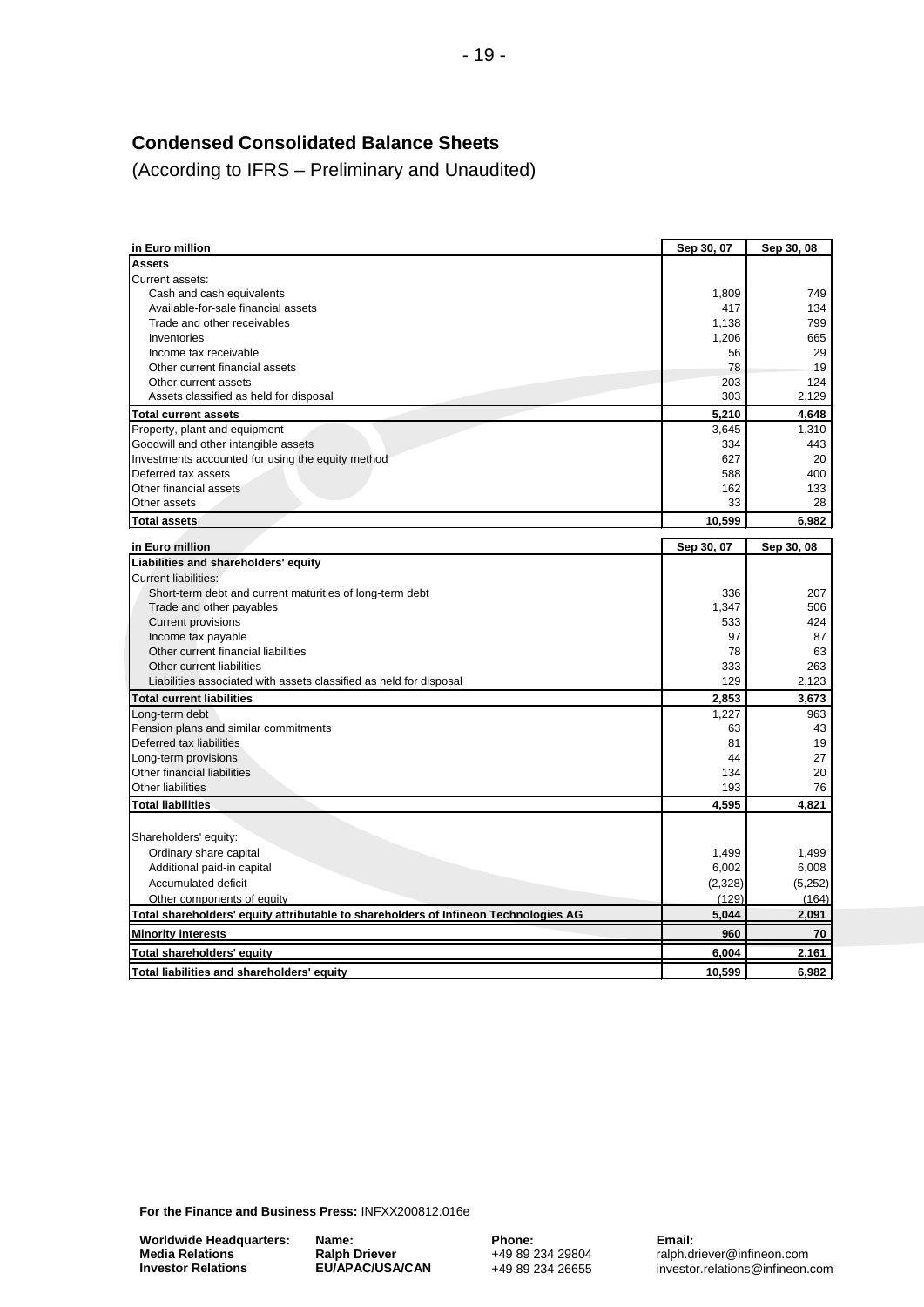## Condensed Consolidated Balance Sheets

(According to IFRS – Preliminary and Unaudited)

| in Euro million | Sep 30, 07 | Sep 30, 08 |
|---|---|---|
| **Assets** | | |
| Current assets: | | |
| Cash and cash equivalents | 1,809 | 749 |
| Available-for-sale financial assets | 417 | 134 |
| Trade and other receivables | 1,138 | 799 |
| Inventories | 1,206 | 665 |
| Income tax receivable | 56 | 29 |
| Other current financial assets | 78 | 19 |
| Other current assets | 203 | 124 |
| Assets classified as held for disposal | 303 | 2,129 |
| **Total current assets** | **5,210** | **4,648** |
| Property, plant and equipment | 3,645 | 1,310 |
| Goodwill and other intangible assets | 334 | 443 |
| Investments accounted for using the equity method | 627 | 20 |
| Deferred tax assets | 588 | 400 |
| Other financial assets | 162 | 133 |
| Other assets | 33 | 28 |
| **Total assets** | **10,599** | **6,982** |

| in Euro million | Sep 30, 07 | Sep 30, 08 |
|---|---|---|
| **Liabilities and shareholders' equity** | | |
| Current liabilities: | | |
| Short-term debt and current maturities of long-term debt | 336 | 207 |
| Trade and other payables | 1,347 | 506 |
| Current provisions | 533 | 424 |
| Income tax payable | 97 | 87 |
| Other current financial liabilities | 78 | 63 |
| Other current liabilities | 333 | 263 |
| Liabilities associated with assets classified as held for disposal | 129 | 2,123 |
| **Total current liabilities** | **2,853** | **3,673** |
| Long-term debt | 1,227 | 963 |
| Pension plans and similar commitments | 63 | 43 |
| Deferred tax liabilities | 81 | 19 |
| Long-term provisions | 44 | 27 |
| Other financial liabilities | 134 | 20 |
| Other liabilities | 193 | 76 |
| **Total liabilities** | **4,595** | **4,821** |
| Shareholders' equity: | | |
| Ordinary share capital | 1,499 | 1,499 |
| Additional paid-in capital | 6,002 | 6,008 |
| Accumulated deficit | (2,328) | (5,252) |
| Other components of equity | (129) | (164) |
| **Total shareholders' equity attributable to shareholders of Infineon Technologies AG** | **5,044** | **2,091** |
| **Minority interests** | **960** | **70** |
| **Total shareholders' equity** | **6,004** | **2,161** |
| **Total liabilities and shareholders' equity** | **10,599** | **6,982** |

**For the Finance and Business Press:** INFXX200812.016e

| Worldwide Headquarters: | Name: | Phone: | Email: |
|---|---|---|---|
| **Media Relations** | **Ralph Driever** | +49 89 234 29804 | ralph.driever@infineon.com |
| **Investor Relations** | **EU/APAC/USA/CAN** | +49 89 234 26655 | investor.relations@infineon.com |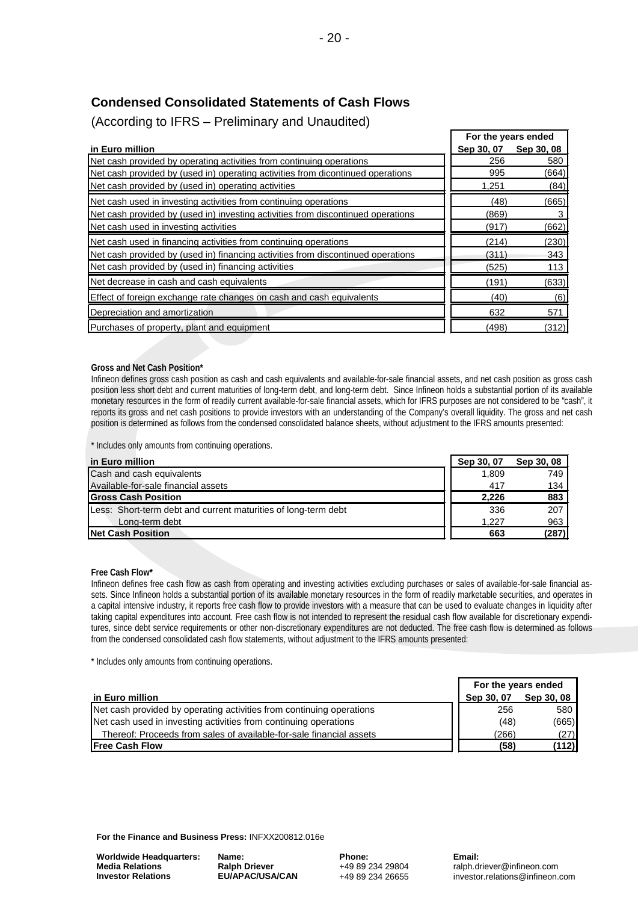## Condensed Consolidated Statements of Cash Flows

(According to IFRS – Preliminary and Unaudited)

| in Euro million | For the years ended Sep 30, 07 | Sep 30, 08 |
|---|---|---|
| Net cash provided by operating activities from continuing operations | 256 | 580 |
| Net cash provided by (used in) operating activities from dicontinued operations | 995 | (664) |
| Net cash provided by (used in) operating activities | 1,251 | (84) |
| Net cash used in investing activities from continuing operations | (48) | (665) |
| Net cash provided by (used in) investing activities from discontinued operations | (869) | 3 |
| Net cash used in investing activities | (917) | (662) |
| Net cash used in financing activities from continuing operations | (214) | (230) |
| Net cash provided by (used in) financing activities from discontinued operations | (311) | 343 |
| Net cash provided by (used in) financing activities | (525) | 113 |
| Net decrease in cash and cash equivalents | (191) | (633) |
| Effect of foreign exchange rate changes on cash and cash equivalents | (40) | (6) |
| Depreciation and amortization | 632 | 571 |
| Purchases of property, plant and equipment | (498) | (312) |

**Gross and Net Cash Position***

Infineon defines gross cash position as cash and cash equivalents and available-for-sale financial assets, and net cash position as gross cash position less short debt and current maturities of long-term debt, and long-term debt. Since Infineon holds a substantial portion of its available monetary resources in the form of readily current available-for-sale financial assets, which for IFRS purposes are not considered to be "cash", it reports its gross and net cash positions to provide investors with an understanding of the Company's overall liquidity. The gross and net cash position is determined as follows from the condensed consolidated balance sheets, without adjustment to the IFRS amounts presented:

* Includes only amounts from continuing operations.

| in Euro million | Sep 30, 07 | Sep 30, 08 |
|---|---|---|
| Cash and cash equivalents | 1,809 | 749 |
| Available-for-sale financial assets | 417 | 134 |
| **Gross Cash Position** | **2,226** | **883** |
| Less: Short-term debt and current maturities of long-term debt | 336 | 207 |
| Long-term debt | 1,227 | 963 |
| **Net Cash Position** | **663** | **(287)** |

**Free Cash Flow***

Infineon defines free cash flow as cash from operating and investing activities excluding purchases or sales of available-for-sale financial assets. Since Infineon holds a substantial portion of its available monetary resources in the form of readily marketable securities, and operates in a capital intensive industry, it reports free cash flow to provide investors with a measure that can be used to evaluate changes in liquidity after taking capital expenditures into account. Free cash flow is not intended to represent the residual cash flow available for discretionary expenditures, since debt service requirements or other non-discretionary expenditures are not deducted. The free cash flow is determined as follows from the condensed consolidated cash flow statements, without adjustment to the IFRS amounts presented:

* Includes only amounts from continuing operations.

| in Euro million | For the years ended Sep 30, 07 | Sep 30, 08 |
|---|---|---|
| Net cash provided by operating activities from continuing operations | 256 | 580 |
| Net cash used in investing activities from continuing operations | (48) | (665) |
| Thereof: Proceeds from sales of available-for-sale financial assets | (266) | (27) |
| **Free Cash Flow** | **(58)** | **(112)** |

**For the Finance and Business Press:** INFXX200812.016e

| **Worldwide Headquarters:** | **Name:** | **Phone:** | **Email:** |
|---|---|---|---|
| **Media Relations** | **Ralph Driever** | +49 89 234 29804 | ralph.driever@infineon.com |
| **Investor Relations** | **EU/APAC/USA/CAN** | +49 89 234 26655 | investor.relations@infineon.com |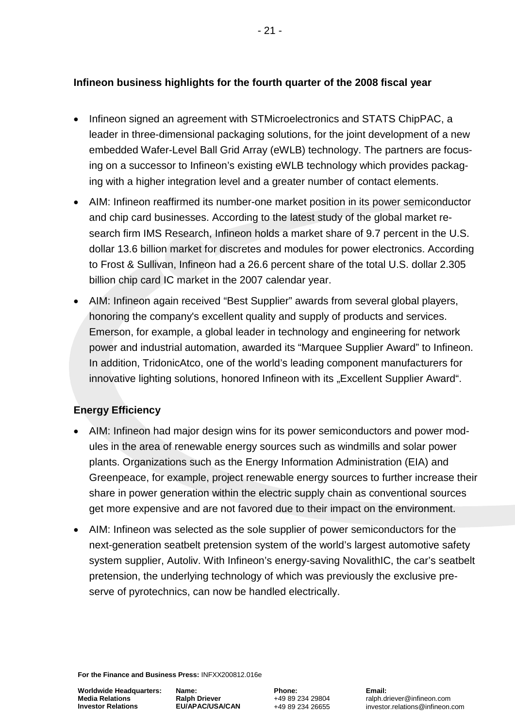**Infineon business highlights for the fourth quarter of the 2008 fiscal year**

- Infineon signed an agreement with STMicroelectronics and STATS ChipPAC, a leader in three-dimensional packaging solutions, for the joint development of a new embedded Wafer-Level Ball Grid Array (eWLB) technology. The partners are focusing on a successor to Infineon's existing eWLB technology which provides packaging with a higher integration level and a greater number of contact elements.
- AIM: Infineon reaffirmed its number-one market position in its power semiconductor and chip card businesses. According to the latest study of the global market research firm IMS Research, Infineon holds a market share of 9.7 percent in the U.S. dollar 13.6 billion market for discretes and modules for power electronics. According to Frost & Sullivan, Infineon had a 26.6 percent share of the total U.S. dollar 2.305 billion chip card IC market in the 2007 calendar year.
- AIM: Infineon again received "Best Supplier" awards from several global players, honoring the company's excellent quality and supply of products and services. Emerson, for example, a global leader in technology and engineering for network power and industrial automation, awarded its "Marquee Supplier Award" to Infineon. In addition, TridonicAtco, one of the world's leading component manufacturers for innovative lighting solutions, honored Infineon with its „Excellent Supplier Award".

**Energy Efficiency**

- AIM: Infineon had major design wins for its power semiconductors and power modules in the area of renewable energy sources such as windmills and solar power plants. Organizations such as the Energy Information Administration (EIA) and Greenpeace, for example, project renewable energy sources to further increase their share in power generation within the electric supply chain as conventional sources get more expensive and are not favored due to their impact on the environment.
- AIM: Infineon was selected as the sole supplier of power semiconductors for the next-generation seatbelt pretension system of the world's largest automotive safety system supplier, Autoliv. With Infineon's energy-saving NovalithIC, the car's seatbelt pretension, the underlying technology of which was previously the exclusive preserve of pyrotechnics, can now be handled electrically.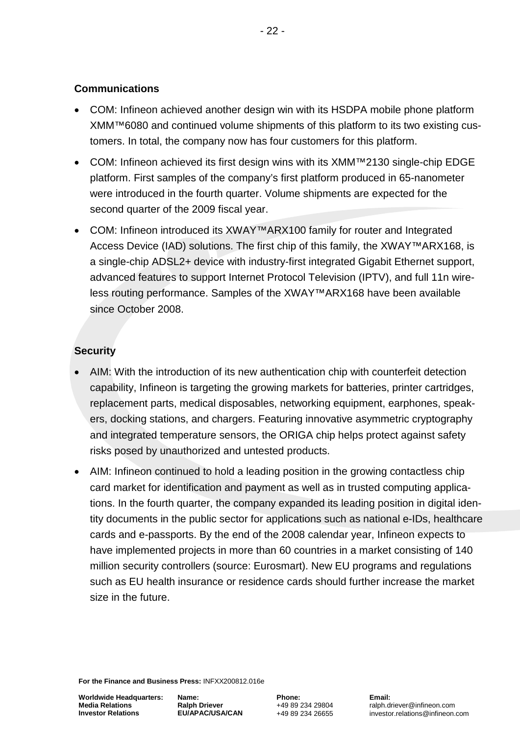**Communications**

- COM: Infineon achieved another design win with its HSDPA mobile phone platform XMM™6080 and continued volume shipments of this platform to its two existing customers. In total, the company now has four customers for this platform.
- COM: Infineon achieved its first design wins with its XMM™2130 single-chip EDGE platform. First samples of the company's first platform produced in 65-nanometer were introduced in the fourth quarter. Volume shipments are expected for the second quarter of the 2009 fiscal year.
- COM: Infineon introduced its XWAY™ARX100 family for router and Integrated Access Device (IAD) solutions. The first chip of this family, the XWAY™ARX168, is a single-chip ADSL2+ device with industry-first integrated Gigabit Ethernet support, advanced features to support Internet Protocol Television (IPTV), and full 11n wireless routing performance. Samples of the XWAY™ARX168 have been available since October 2008.

**Security**

- AIM: With the introduction of its new authentication chip with counterfeit detection capability, Infineon is targeting the growing markets for batteries, printer cartridges, replacement parts, medical disposables, networking equipment, earphones, speakers, docking stations, and chargers. Featuring innovative asymmetric cryptography and integrated temperature sensors, the ORIGA chip helps protect against safety risks posed by unauthorized and untested products.
- AIM: Infineon continued to hold a leading position in the growing contactless chip card market for identification and payment as well as in trusted computing applications. In the fourth quarter, the company expanded its leading position in digital identity documents in the public sector for applications such as national e-IDs, healthcare cards and e-passports. By the end of the 2008 calendar year, Infineon expects to have implemented projects in more than 60 countries in a market consisting of 140 million security controllers (source: Eurosmart). New EU programs and regulations such as EU health insurance or residence cards should further increase the market size in the future.

**For the Finance and Business Press:** INFXX200812.016e

| Worldwide Headquarters: | Name: | Phone: | Email: |
|---|---|---|---|
| Media Relations | Ralph Driever | +49 89 234 29804 | ralph.driever@infineon.com |
| Investor Relations | EU/APAC/USA/CAN | +49 89 234 26655 | investor.relations@infineon.com |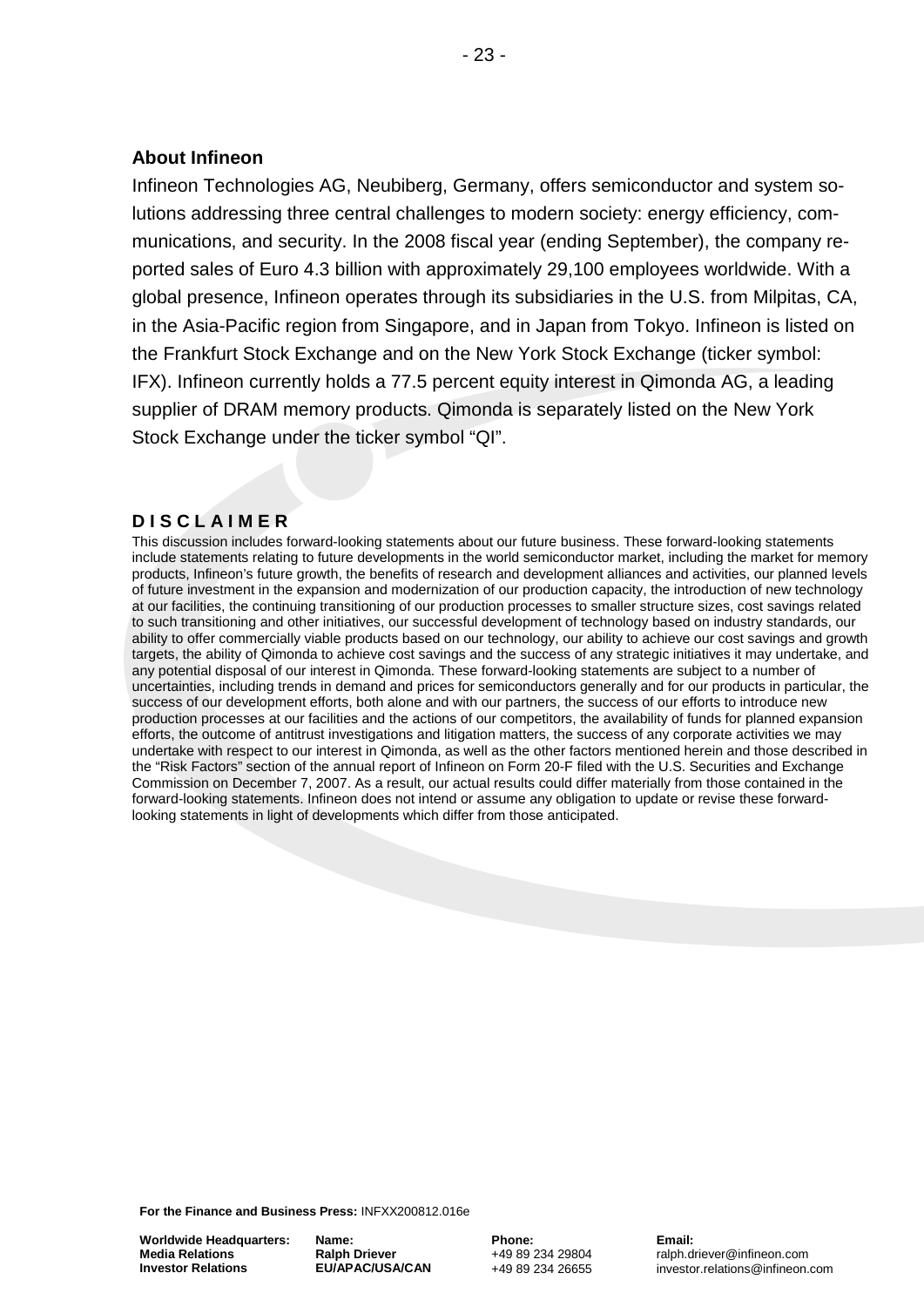## About Infineon

Infineon Technologies AG, Neubiberg, Germany, offers semiconductor and system solutions addressing three central challenges to modern society: energy efficiency, communications, and security. In the 2008 fiscal year (ending September), the company reported sales of Euro 4.3 billion with approximately 29,100 employees worldwide. With a global presence, Infineon operates through its subsidiaries in the U.S. from Milpitas, CA, in the Asia-Pacific region from Singapore, and in Japan from Tokyo. Infineon is listed on the Frankfurt Stock Exchange and on the New York Stock Exchange (ticker symbol: IFX). Infineon currently holds a 77.5 percent equity interest in Qimonda AG, a leading supplier of DRAM memory products. Qimonda is separately listed on the New York Stock Exchange under the ticker symbol "QI".

## D I S C L A I M E R

This discussion includes forward-looking statements about our future business. These forward-looking statements include statements relating to future developments in the world semiconductor market, including the market for memory products, Infineon's future growth, the benefits of research and development alliances and activities, our planned levels of future investment in the expansion and modernization of our production capacity, the introduction of new technology at our facilities, the continuing transitioning of our production processes to smaller structure sizes, cost savings related to such transitioning and other initiatives, our successful development of technology based on industry standards, our ability to offer commercially viable products based on our technology, our ability to achieve our cost savings and growth targets, the ability of Qimonda to achieve cost savings and the success of any strategic initiatives it may undertake, and any potential disposal of our interest in Qimonda. These forward-looking statements are subject to a number of uncertainties, including trends in demand and prices for semiconductors generally and for our products in particular, the success of our development efforts, both alone and with our partners, the success of our efforts to introduce new production processes at our facilities and the actions of our competitors, the availability of funds for planned expansion efforts, the outcome of antitrust investigations and litigation matters, the success of any corporate activities we may undertake with respect to our interest in Qimonda, as well as the other factors mentioned herein and those described in the "Risk Factors" section of the annual report of Infineon on Form 20-F filed with the U.S. Securities and Exchange Commission on December 7, 2007. As a result, our actual results could differ materially from those contained in the forward-looking statements. Infineon does not intend or assume any obligation to update or revise these forward-looking statements in light of developments which differ from those anticipated.

**For the Finance and Business Press:** INFXX200812.016e

| **Worldwide Headquarters:** | **Name:** | **Phone:** | **Email:** |
|---|---|---|---|
| **Media Relations** | **Ralph Driever** | +49 89 234 29804 | ralph.driever@infineon.com |
| **Investor Relations** | **EU/APAC/USA/CAN** | +49 89 234 26655 | investor.relations@infineon.com |